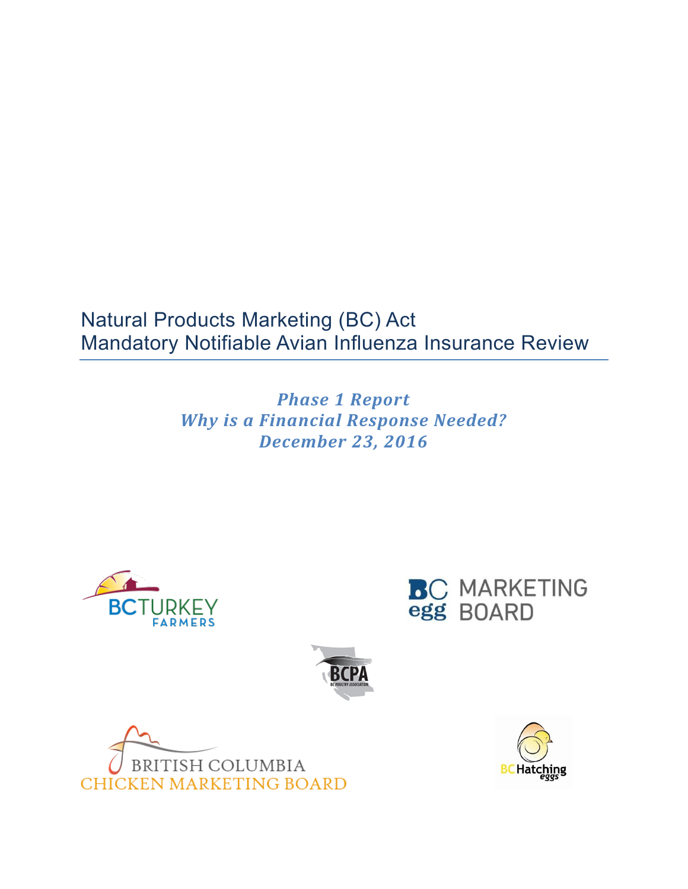# Natural Products Marketing (BC) Act
# Mandatory Notifiable Avian Influenza Insurance Review

***Phase 1 Report***
***Why is a Financial Response Needed?***
***December 23, 2016***

BC TURKEY FARMERS

BC egg MARKETING BOARD

BCPA BC POULTRY ASSOCIATION

BRITISH COLUMBIA CHICKEN MARKETING BOARD

BC Hatching eggs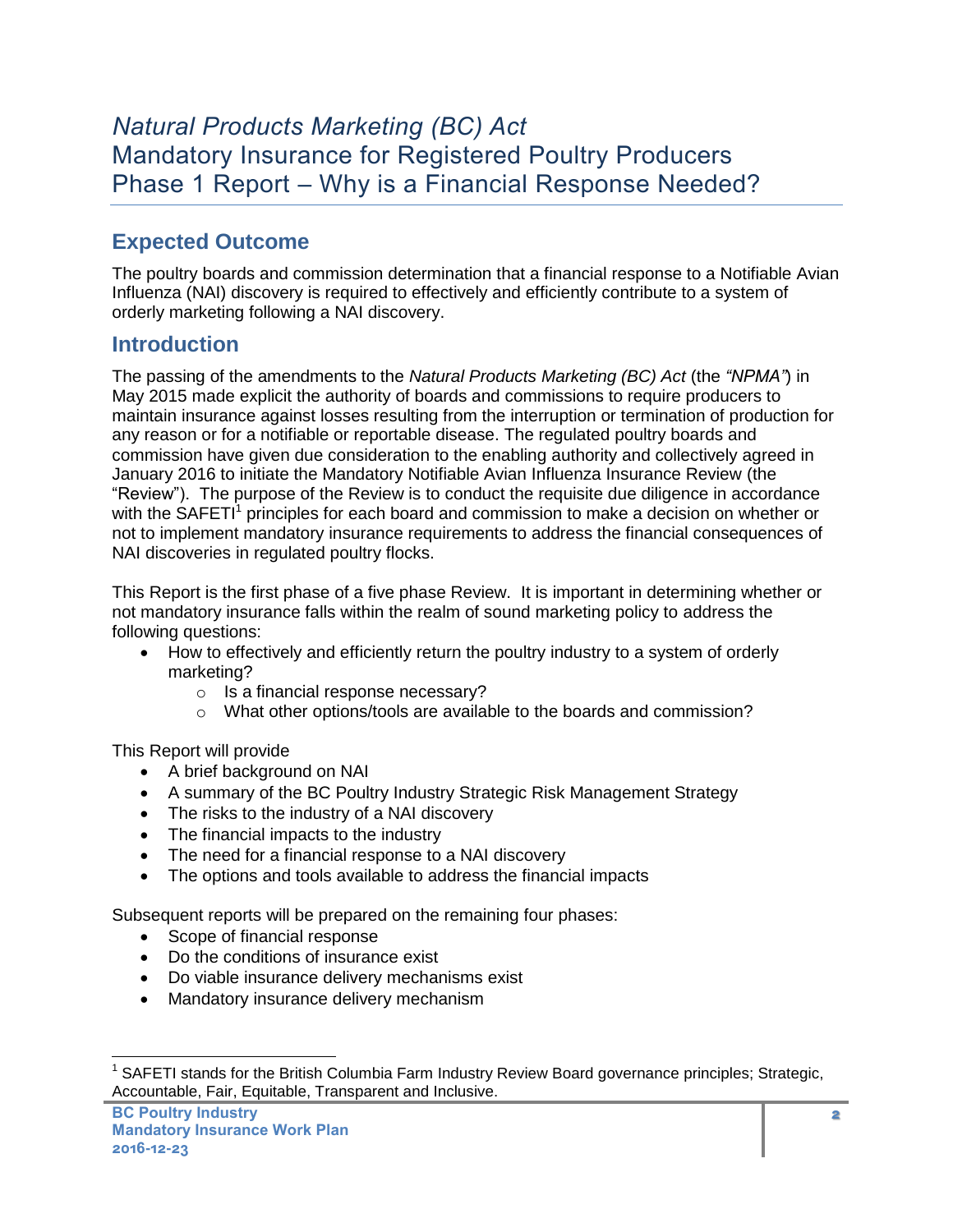# *Natural Products Marketing (BC) Act*
# Mandatory Insurance for Registered Poultry Producers
# Phase 1 Report – Why is a Financial Response Needed?

## Expected Outcome

The poultry boards and commission determination that a financial response to a Notifiable Avian Influenza (NAI) discovery is required to effectively and efficiently contribute to a system of orderly marketing following a NAI discovery.

## Introduction

The passing of the amendments to the *Natural Products Marketing (BC) Act* (the *"NPMA"*) in May 2015 made explicit the authority of boards and commissions to require producers to maintain insurance against losses resulting from the interruption or termination of production for any reason or for a notifiable or reportable disease. The regulated poultry boards and commission have given due consideration to the enabling authority and collectively agreed in January 2016 to initiate the Mandatory Notifiable Avian Influenza Insurance Review (the "Review"). The purpose of the Review is to conduct the requisite due diligence in accordance with the SAFETI[1] principles for each board and commission to make a decision on whether or not to implement mandatory insurance requirements to address the financial consequences of NAI discoveries in regulated poultry flocks.

This Report is the first phase of a five phase Review. It is important in determining whether or not mandatory insurance falls within the realm of sound marketing policy to address the following questions:

- How to effectively and efficiently return the poultry industry to a system of orderly marketing?
  - Is a financial response necessary?
  - What other options/tools are available to the boards and commission?

This Report will provide

- A brief background on NAI
- A summary of the BC Poultry Industry Strategic Risk Management Strategy
- The risks to the industry of a NAI discovery
- The financial impacts to the industry
- The need for a financial response to a NAI discovery
- The options and tools available to address the financial impacts

Subsequent reports will be prepared on the remaining four phases:

- Scope of financial response
- Do the conditions of insurance exist
- Do viable insurance delivery mechanisms exist
- Mandatory insurance delivery mechanism

[1] SAFETI stands for the British Columbia Farm Industry Review Board governance principles; Strategic, Accountable, Fair, Equitable, Transparent and Inclusive.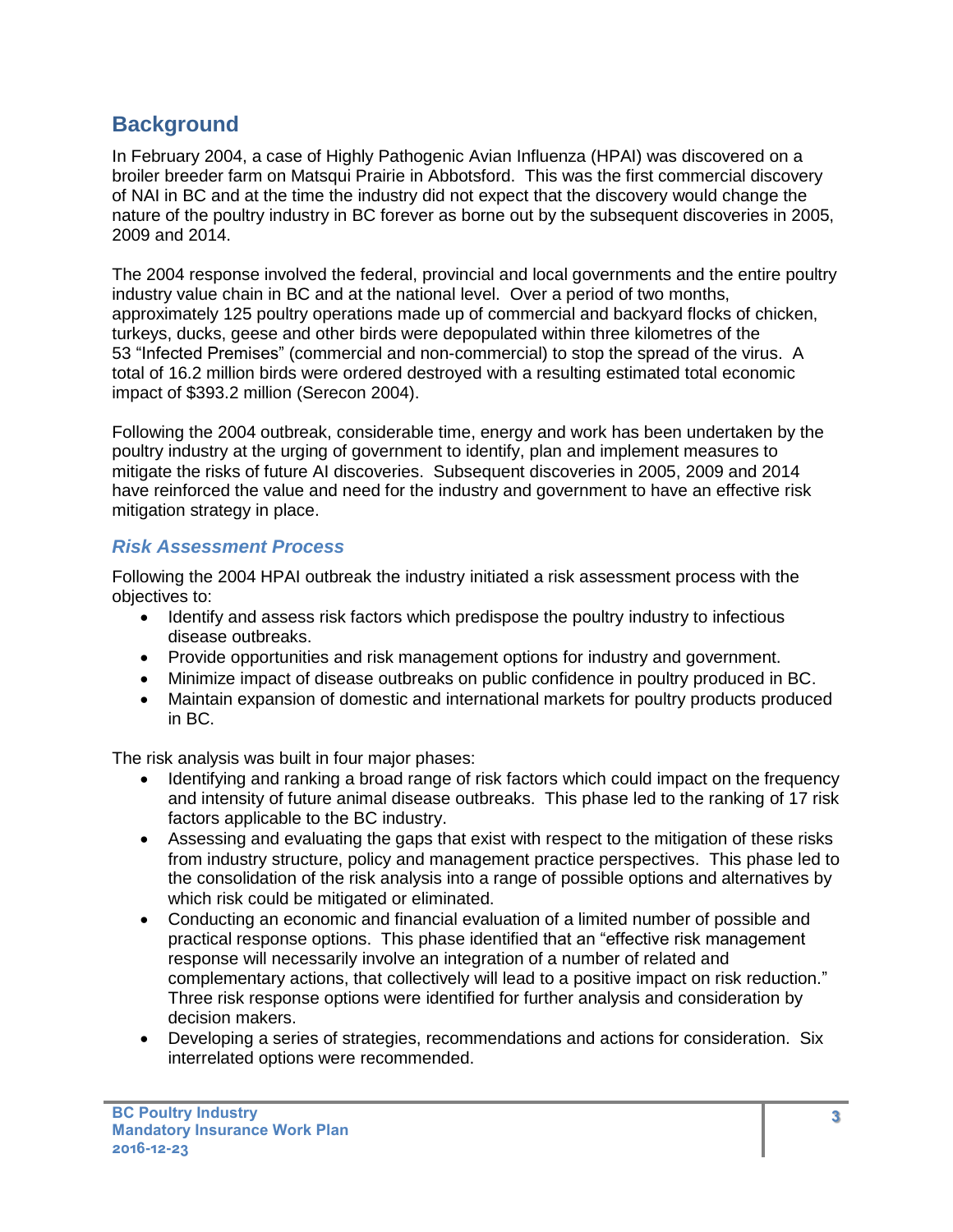## Background

In February 2004, a case of Highly Pathogenic Avian Influenza (HPAI) was discovered on a broiler breeder farm on Matsqui Prairie in Abbotsford. This was the first commercial discovery of NAI in BC and at the time the industry did not expect that the discovery would change the nature of the poultry industry in BC forever as borne out by the subsequent discoveries in 2005, 2009 and 2014.

The 2004 response involved the federal, provincial and local governments and the entire poultry industry value chain in BC and at the national level. Over a period of two months, approximately 125 poultry operations made up of commercial and backyard flocks of chicken, turkeys, ducks, geese and other birds were depopulated within three kilometres of the 53 "Infected Premises" (commercial and non-commercial) to stop the spread of the virus. A total of 16.2 million birds were ordered destroyed with a resulting estimated total economic impact of $393.2 million (Serecon 2004).

Following the 2004 outbreak, considerable time, energy and work has been undertaken by the poultry industry at the urging of government to identify, plan and implement measures to mitigate the risks of future AI discoveries. Subsequent discoveries in 2005, 2009 and 2014 have reinforced the value and need for the industry and government to have an effective risk mitigation strategy in place.

### *Risk Assessment Process*

Following the 2004 HPAI outbreak the industry initiated a risk assessment process with the objectives to:

- Identify and assess risk factors which predispose the poultry industry to infectious disease outbreaks.
- Provide opportunities and risk management options for industry and government.
- Minimize impact of disease outbreaks on public confidence in poultry produced in BC.
- Maintain expansion of domestic and international markets for poultry products produced in BC.

The risk analysis was built in four major phases:

- Identifying and ranking a broad range of risk factors which could impact on the frequency and intensity of future animal disease outbreaks. This phase led to the ranking of 17 risk factors applicable to the BC industry.
- Assessing and evaluating the gaps that exist with respect to the mitigation of these risks from industry structure, policy and management practice perspectives. This phase led to the consolidation of the risk analysis into a range of possible options and alternatives by which risk could be mitigated or eliminated.
- Conducting an economic and financial evaluation of a limited number of possible and practical response options. This phase identified that an "effective risk management response will necessarily involve an integration of a number of related and complementary actions, that collectively will lead to a positive impact on risk reduction." Three risk response options were identified for further analysis and consideration by decision makers.
- Developing a series of strategies, recommendations and actions for consideration. Six interrelated options were recommended.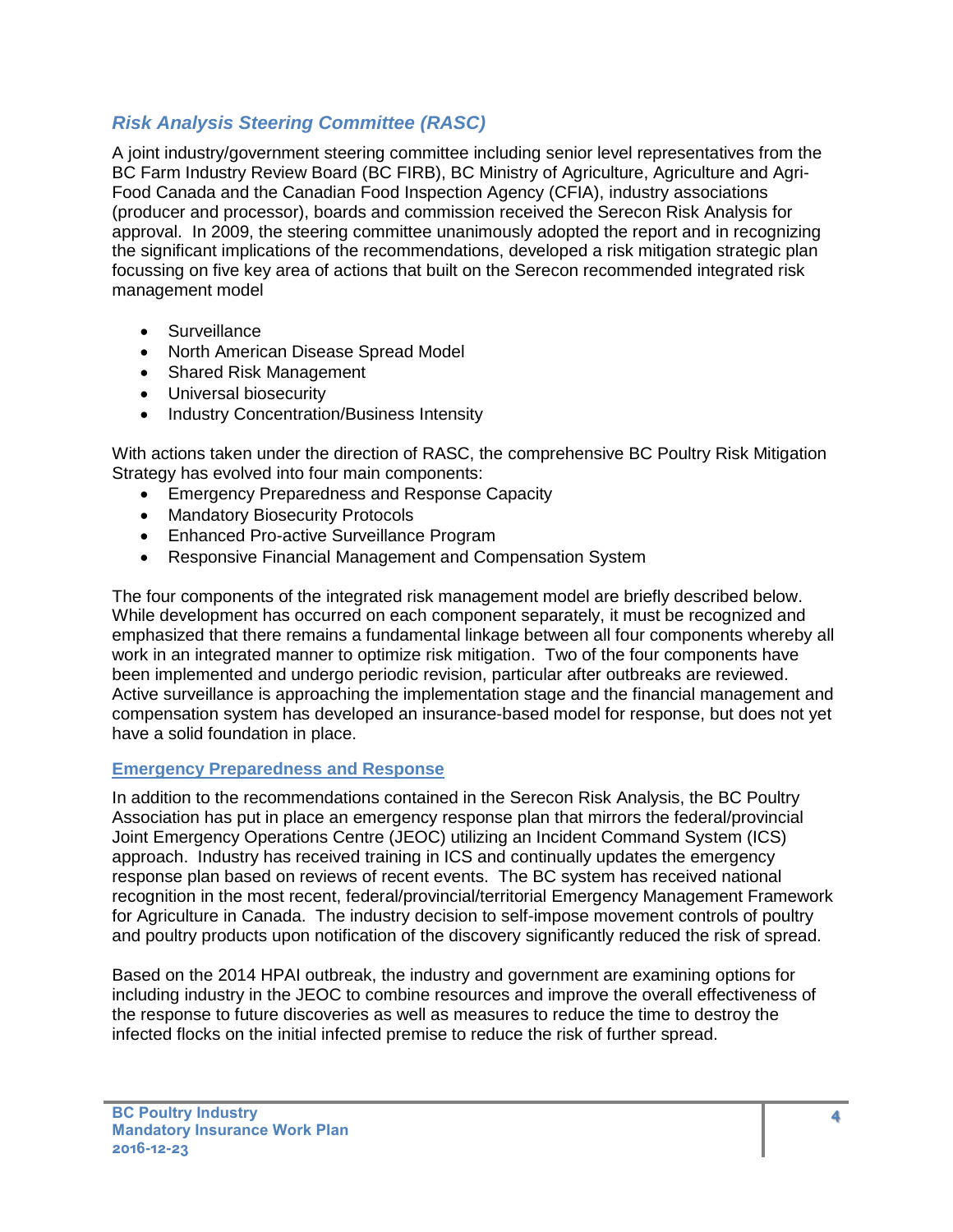### *Risk Analysis Steering Committee (RASC)*

A joint industry/government steering committee including senior level representatives from the BC Farm Industry Review Board (BC FIRB), BC Ministry of Agriculture, Agriculture and Agri-Food Canada and the Canadian Food Inspection Agency (CFIA), industry associations (producer and processor), boards and commission received the Serecon Risk Analysis for approval. In 2009, the steering committee unanimously adopted the report and in recognizing the significant implications of the recommendations, developed a risk mitigation strategic plan focussing on five key area of actions that built on the Serecon recommended integrated risk management model

- Surveillance
- North American Disease Spread Model
- Shared Risk Management
- Universal biosecurity
- Industry Concentration/Business Intensity

With actions taken under the direction of RASC, the comprehensive BC Poultry Risk Mitigation Strategy has evolved into four main components:

- Emergency Preparedness and Response Capacity
- Mandatory Biosecurity Protocols
- Enhanced Pro-active Surveillance Program
- Responsive Financial Management and Compensation System

The four components of the integrated risk management model are briefly described below. While development has occurred on each component separately, it must be recognized and emphasized that there remains a fundamental linkage between all four components whereby all work in an integrated manner to optimize risk mitigation. Two of the four components have been implemented and undergo periodic revision, particular after outbreaks are reviewed. Active surveillance is approaching the implementation stage and the financial management and compensation system has developed an insurance-based model for response, but does not yet have a solid foundation in place.

#### Emergency Preparedness and Response

In addition to the recommendations contained in the Serecon Risk Analysis, the BC Poultry Association has put in place an emergency response plan that mirrors the federal/provincial Joint Emergency Operations Centre (JEOC) utilizing an Incident Command System (ICS) approach. Industry has received training in ICS and continually updates the emergency response plan based on reviews of recent events. The BC system has received national recognition in the most recent, federal/provincial/territorial Emergency Management Framework for Agriculture in Canada. The industry decision to self-impose movement controls of poultry and poultry products upon notification of the discovery significantly reduced the risk of spread.

Based on the 2014 HPAI outbreak, the industry and government are examining options for including industry in the JEOC to combine resources and improve the overall effectiveness of the response to future discoveries as well as measures to reduce the time to destroy the infected flocks on the initial infected premise to reduce the risk of further spread.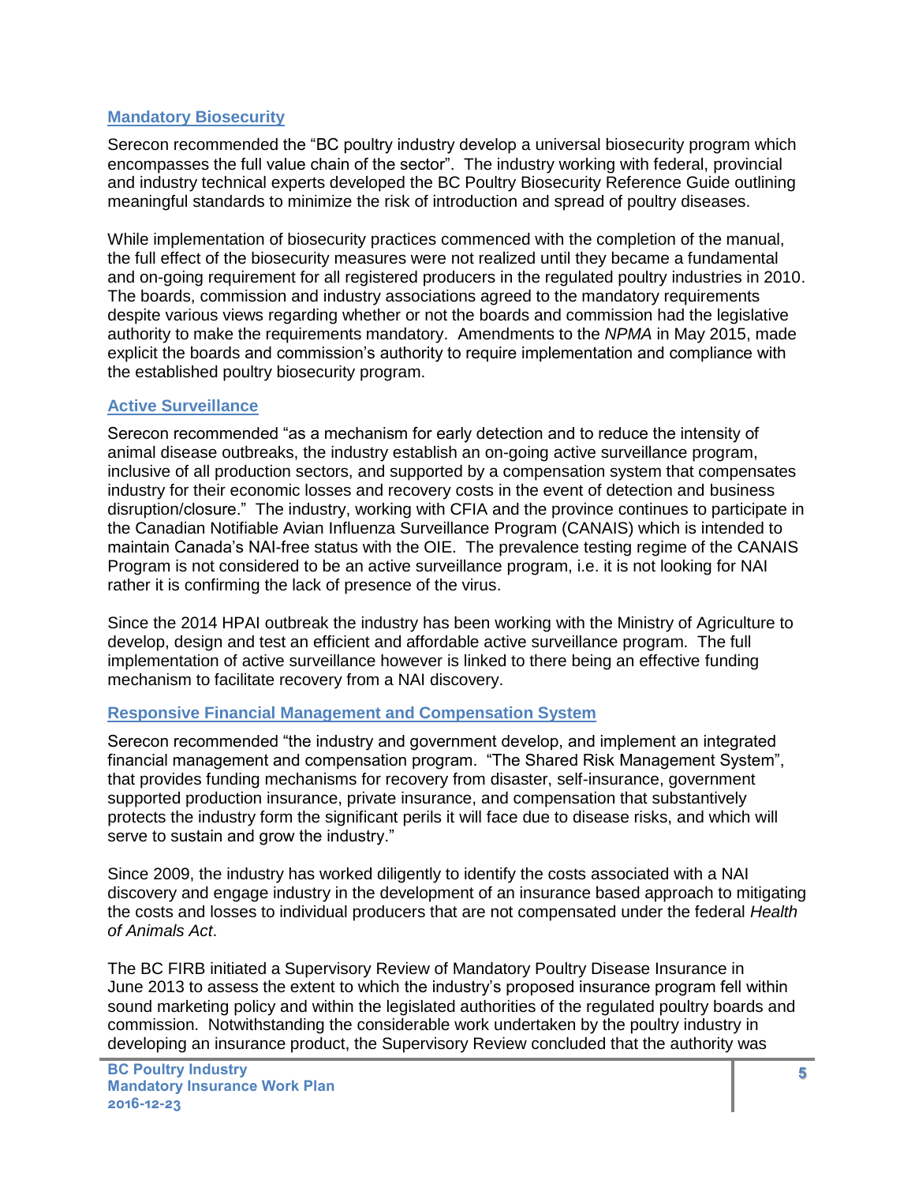### Mandatory Biosecurity

Serecon recommended the "BC poultry industry develop a universal biosecurity program which encompasses the full value chain of the sector". The industry working with federal, provincial and industry technical experts developed the BC Poultry Biosecurity Reference Guide outlining meaningful standards to minimize the risk of introduction and spread of poultry diseases.

While implementation of biosecurity practices commenced with the completion of the manual, the full effect of the biosecurity measures were not realized until they became a fundamental and on-going requirement for all registered producers in the regulated poultry industries in 2010. The boards, commission and industry associations agreed to the mandatory requirements despite various views regarding whether or not the boards and commission had the legislative authority to make the requirements mandatory. Amendments to the *NPMA* in May 2015, made explicit the boards and commission's authority to require implementation and compliance with the established poultry biosecurity program.

### Active Surveillance

Serecon recommended "as a mechanism for early detection and to reduce the intensity of animal disease outbreaks, the industry establish an on-going active surveillance program, inclusive of all production sectors, and supported by a compensation system that compensates industry for their economic losses and recovery costs in the event of detection and business disruption/closure." The industry, working with CFIA and the province continues to participate in the Canadian Notifiable Avian Influenza Surveillance Program (CANAIS) which is intended to maintain Canada's NAI-free status with the OIE. The prevalence testing regime of the CANAIS Program is not considered to be an active surveillance program, i.e. it is not looking for NAI rather it is confirming the lack of presence of the virus.

Since the 2014 HPAI outbreak the industry has been working with the Ministry of Agriculture to develop, design and test an efficient and affordable active surveillance program. The full implementation of active surveillance however is linked to there being an effective funding mechanism to facilitate recovery from a NAI discovery.

### Responsive Financial Management and Compensation System

Serecon recommended "the industry and government develop, and implement an integrated financial management and compensation program. "The Shared Risk Management System", that provides funding mechanisms for recovery from disaster, self-insurance, government supported production insurance, private insurance, and compensation that substantively protects the industry form the significant perils it will face due to disease risks, and which will serve to sustain and grow the industry."

Since 2009, the industry has worked diligently to identify the costs associated with a NAI discovery and engage industry in the development of an insurance based approach to mitigating the costs and losses to individual producers that are not compensated under the federal *Health of Animals Act*.

The BC FIRB initiated a Supervisory Review of Mandatory Poultry Disease Insurance in June 2013 to assess the extent to which the industry's proposed insurance program fell within sound marketing policy and within the legislated authorities of the regulated poultry boards and commission. Notwithstanding the considerable work undertaken by the poultry industry in developing an insurance product, the Supervisory Review concluded that the authority was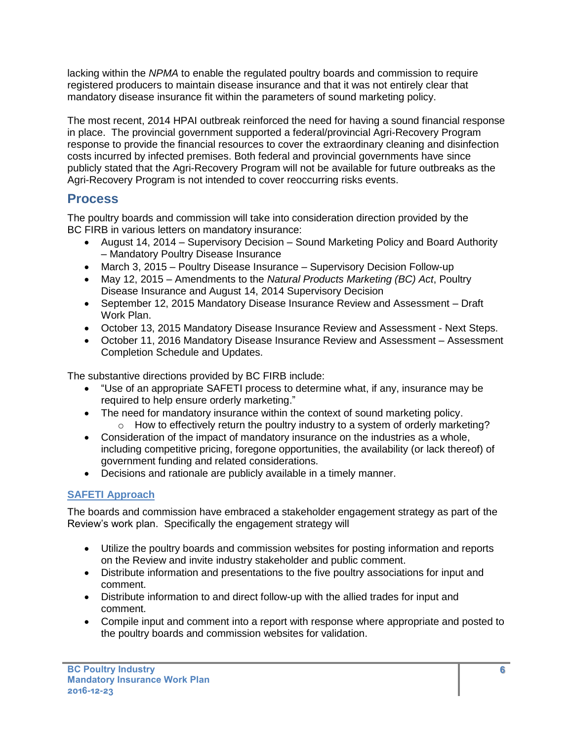lacking within the *NPMA* to enable the regulated poultry boards and commission to require registered producers to maintain disease insurance and that it was not entirely clear that mandatory disease insurance fit within the parameters of sound marketing policy.

The most recent, 2014 HPAI outbreak reinforced the need for having a sound financial response in place. The provincial government supported a federal/provincial Agri-Recovery Program response to provide the financial resources to cover the extraordinary cleaning and disinfection costs incurred by infected premises. Both federal and provincial governments have since publicly stated that the Agri-Recovery Program will not be available for future outbreaks as the Agri-Recovery Program is not intended to cover reoccurring risks events.

## Process

The poultry boards and commission will take into consideration direction provided by the BC FIRB in various letters on mandatory insurance:

- August 14, 2014 – Supervisory Decision – Sound Marketing Policy and Board Authority – Mandatory Poultry Disease Insurance
- March 3, 2015 – Poultry Disease Insurance – Supervisory Decision Follow-up
- May 12, 2015 – Amendments to the *Natural Products Marketing (BC) Act*, Poultry Disease Insurance and August 14, 2014 Supervisory Decision
- September 12, 2015 Mandatory Disease Insurance Review and Assessment – Draft Work Plan.
- October 13, 2015 Mandatory Disease Insurance Review and Assessment - Next Steps.
- October 11, 2016 Mandatory Disease Insurance Review and Assessment – Assessment Completion Schedule and Updates.

The substantive directions provided by BC FIRB include:

- "Use of an appropriate SAFETI process to determine what, if any, insurance may be required to help ensure orderly marketing."
- The need for mandatory insurance within the context of sound marketing policy.
  - How to effectively return the poultry industry to a system of orderly marketing?
- Consideration of the impact of mandatory insurance on the industries as a whole, including competitive pricing, foregone opportunities, the availability (or lack thereof) of government funding and related considerations.
- Decisions and rationale are publicly available in a timely manner.

### SAFETI Approach

The boards and commission have embraced a stakeholder engagement strategy as part of the Review's work plan. Specifically the engagement strategy will

- Utilize the poultry boards and commission websites for posting information and reports on the Review and invite industry stakeholder and public comment.
- Distribute information and presentations to the five poultry associations for input and comment.
- Distribute information to and direct follow-up with the allied trades for input and comment.
- Compile input and comment into a report with response where appropriate and posted to the poultry boards and commission websites for validation.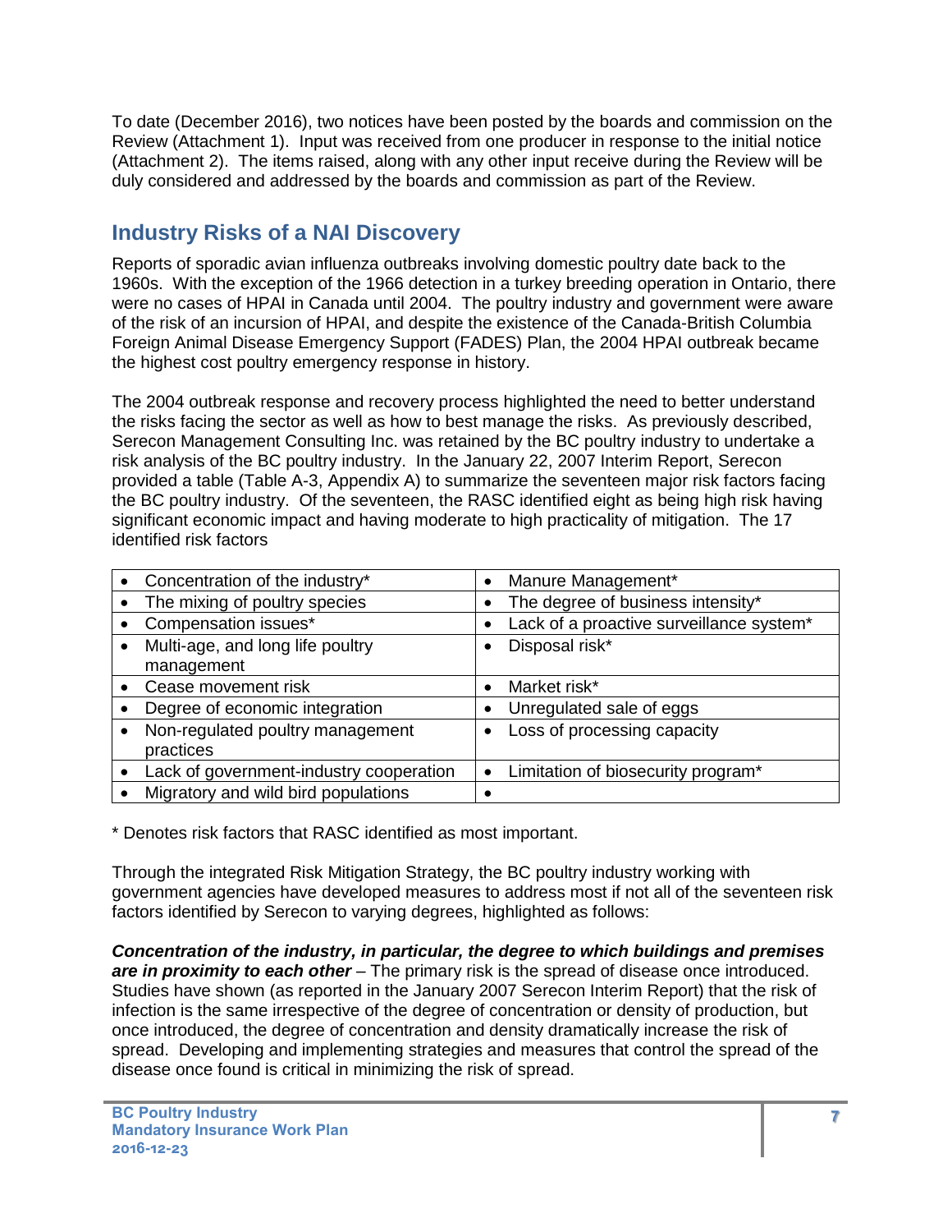To date (December 2016), two notices have been posted by the boards and commission on the Review (Attachment 1). Input was received from one producer in response to the initial notice (Attachment 2). The items raised, along with any other input receive during the Review will be duly considered and addressed by the boards and commission as part of the Review.

## Industry Risks of a NAI Discovery

Reports of sporadic avian influenza outbreaks involving domestic poultry date back to the 1960s. With the exception of the 1966 detection in a turkey breeding operation in Ontario, there were no cases of HPAI in Canada until 2004. The poultry industry and government were aware of the risk of an incursion of HPAI, and despite the existence of the Canada-British Columbia Foreign Animal Disease Emergency Support (FADES) Plan, the 2004 HPAI outbreak became the highest cost poultry emergency response in history.

The 2004 outbreak response and recovery process highlighted the need to better understand the risks facing the sector as well as how to best manage the risks. As previously described, Serecon Management Consulting Inc. was retained by the BC poultry industry to undertake a risk analysis of the BC poultry industry. In the January 22, 2007 Interim Report, Serecon provided a table (Table A-3, Appendix A) to summarize the seventeen major risk factors facing the BC poultry industry. Of the seventeen, the RASC identified eight as being high risk having significant economic impact and having moderate to high practicality of mitigation. The 17 identified risk factors

| | |
|---|---|
| • Concentration of the industry* | • Manure Management* |
| • The mixing of poultry species | • The degree of business intensity* |
| • Compensation issues* | • Lack of a proactive surveillance system* |
| • Multi-age, and long life poultry management | • Disposal risk* |
| • Cease movement risk | • Market risk* |
| • Degree of economic integration | • Unregulated sale of eggs |
| • Non-regulated poultry management practices | • Loss of processing capacity |
| • Lack of government-industry cooperation | • Limitation of biosecurity program* |
| • Migratory and wild bird populations | • |

* Denotes risk factors that RASC identified as most important.

Through the integrated Risk Mitigation Strategy, the BC poultry industry working with government agencies have developed measures to address most if not all of the seventeen risk factors identified by Serecon to varying degrees, highlighted as follows:

***Concentration of the industry, in particular, the degree to which buildings and premises are in proximity to each other*** – The primary risk is the spread of disease once introduced. Studies have shown (as reported in the January 2007 Serecon Interim Report) that the risk of infection is the same irrespective of the degree of concentration or density of production, but once introduced, the degree of concentration and density dramatically increase the risk of spread. Developing and implementing strategies and measures that control the spread of the disease once found is critical in minimizing the risk of spread.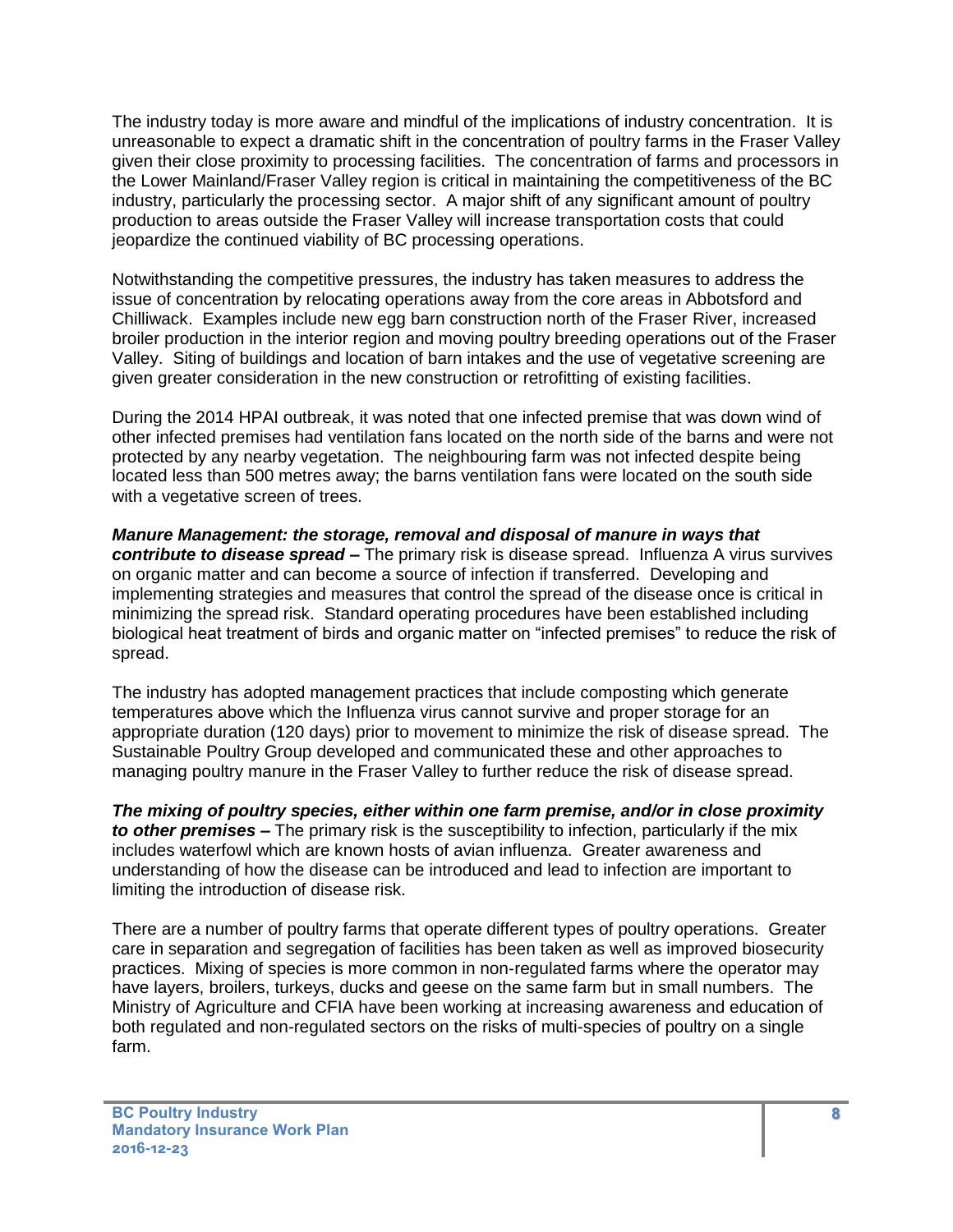The industry today is more aware and mindful of the implications of industry concentration. It is unreasonable to expect a dramatic shift in the concentration of poultry farms in the Fraser Valley given their close proximity to processing facilities. The concentration of farms and processors in the Lower Mainland/Fraser Valley region is critical in maintaining the competitiveness of the BC industry, particularly the processing sector. A major shift of any significant amount of poultry production to areas outside the Fraser Valley will increase transportation costs that could jeopardize the continued viability of BC processing operations.

Notwithstanding the competitive pressures, the industry has taken measures to address the issue of concentration by relocating operations away from the core areas in Abbotsford and Chilliwack. Examples include new egg barn construction north of the Fraser River, increased broiler production in the interior region and moving poultry breeding operations out of the Fraser Valley. Siting of buildings and location of barn intakes and the use of vegetative screening are given greater consideration in the new construction or retrofitting of existing facilities.

During the 2014 HPAI outbreak, it was noted that one infected premise that was down wind of other infected premises had ventilation fans located on the north side of the barns and were not protected by any nearby vegetation. The neighbouring farm was not infected despite being located less than 500 metres away; the barns ventilation fans were located on the south side with a vegetative screen of trees.

***Manure Management: the storage, removal and disposal of manure in ways that contribute to disease spread –*** The primary risk is disease spread. Influenza A virus survives on organic matter and can become a source of infection if transferred. Developing and implementing strategies and measures that control the spread of the disease once is critical in minimizing the spread risk. Standard operating procedures have been established including biological heat treatment of birds and organic matter on "infected premises" to reduce the risk of spread.

The industry has adopted management practices that include composting which generate temperatures above which the Influenza virus cannot survive and proper storage for an appropriate duration (120 days) prior to movement to minimize the risk of disease spread. The Sustainable Poultry Group developed and communicated these and other approaches to managing poultry manure in the Fraser Valley to further reduce the risk of disease spread.

***The mixing of poultry species, either within one farm premise, and/or in close proximity to other premises –*** The primary risk is the susceptibility to infection, particularly if the mix includes waterfowl which are known hosts of avian influenza. Greater awareness and understanding of how the disease can be introduced and lead to infection are important to limiting the introduction of disease risk.

There are a number of poultry farms that operate different types of poultry operations. Greater care in separation and segregation of facilities has been taken as well as improved biosecurity practices. Mixing of species is more common in non-regulated farms where the operator may have layers, broilers, turkeys, ducks and geese on the same farm but in small numbers. The Ministry of Agriculture and CFIA have been working at increasing awareness and education of both regulated and non-regulated sectors on the risks of multi-species of poultry on a single farm.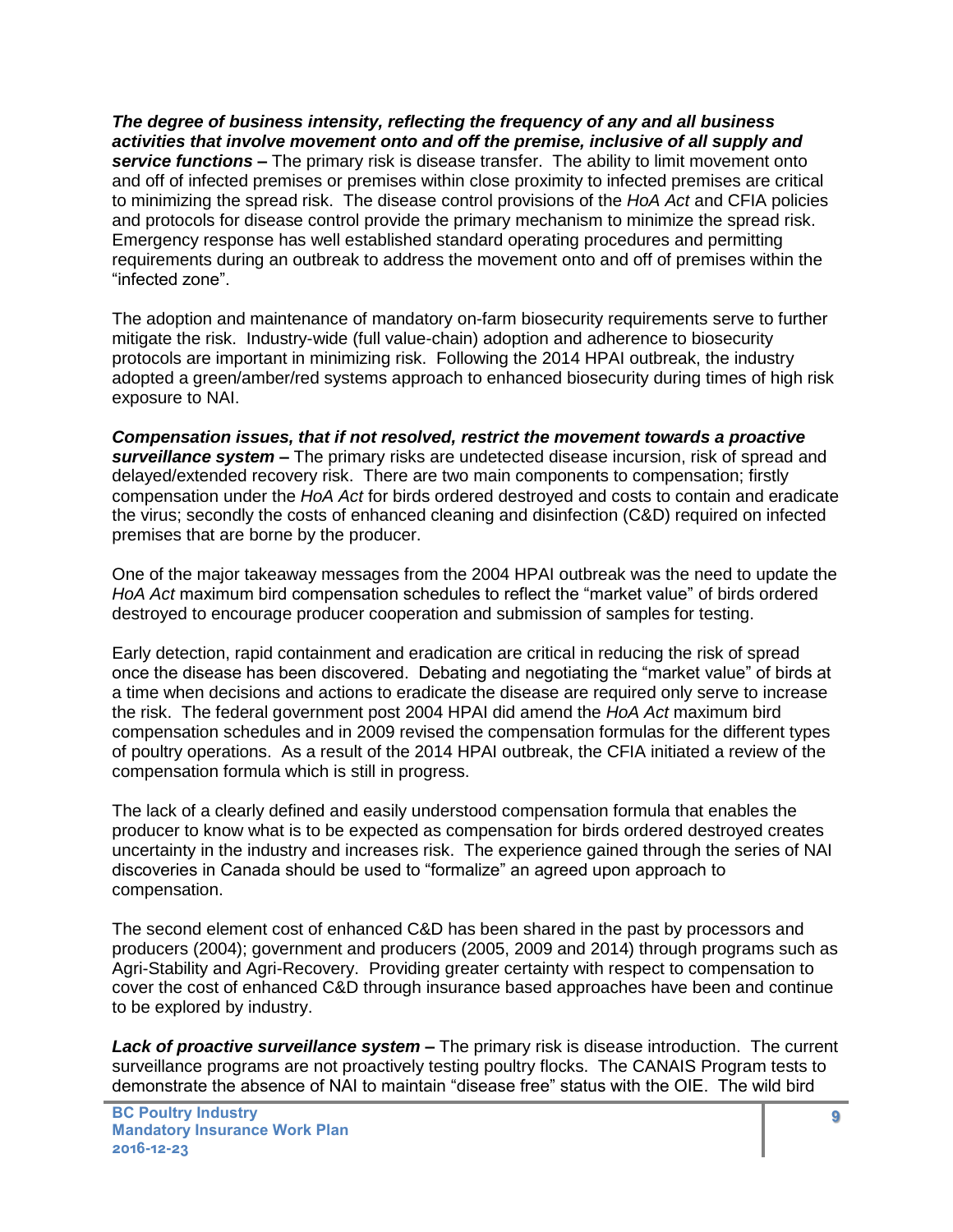***The degree of business intensity, reflecting the frequency of any and all business activities that involve movement onto and off the premise, inclusive of all supply and service functions –*** The primary risk is disease transfer. The ability to limit movement onto and off of infected premises or premises within close proximity to infected premises are critical to minimizing the spread risk. The disease control provisions of the *HoA Act* and CFIA policies and protocols for disease control provide the primary mechanism to minimize the spread risk. Emergency response has well established standard operating procedures and permitting requirements during an outbreak to address the movement onto and off of premises within the "infected zone".

The adoption and maintenance of mandatory on-farm biosecurity requirements serve to further mitigate the risk. Industry-wide (full value-chain) adoption and adherence to biosecurity protocols are important in minimizing risk. Following the 2014 HPAI outbreak, the industry adopted a green/amber/red systems approach to enhanced biosecurity during times of high risk exposure to NAI.

***Compensation issues, that if not resolved, restrict the movement towards a proactive surveillance system –*** The primary risks are undetected disease incursion, risk of spread and delayed/extended recovery risk. There are two main components to compensation; firstly compensation under the *HoA Act* for birds ordered destroyed and costs to contain and eradicate the virus; secondly the costs of enhanced cleaning and disinfection (C&D) required on infected premises that are borne by the producer.

One of the major takeaway messages from the 2004 HPAI outbreak was the need to update the *HoA Act* maximum bird compensation schedules to reflect the "market value" of birds ordered destroyed to encourage producer cooperation and submission of samples for testing.

Early detection, rapid containment and eradication are critical in reducing the risk of spread once the disease has been discovered. Debating and negotiating the "market value" of birds at a time when decisions and actions to eradicate the disease are required only serve to increase the risk. The federal government post 2004 HPAI did amend the *HoA Act* maximum bird compensation schedules and in 2009 revised the compensation formulas for the different types of poultry operations. As a result of the 2014 HPAI outbreak, the CFIA initiated a review of the compensation formula which is still in progress.

The lack of a clearly defined and easily understood compensation formula that enables the producer to know what is to be expected as compensation for birds ordered destroyed creates uncertainty in the industry and increases risk. The experience gained through the series of NAI discoveries in Canada should be used to "formalize" an agreed upon approach to compensation.

The second element cost of enhanced C&D has been shared in the past by processors and producers (2004); government and producers (2005, 2009 and 2014) through programs such as Agri-Stability and Agri-Recovery. Providing greater certainty with respect to compensation to cover the cost of enhanced C&D through insurance based approaches have been and continue to be explored by industry.

***Lack of proactive surveillance system –*** The primary risk is disease introduction. The current surveillance programs are not proactively testing poultry flocks. The CANAIS Program tests to demonstrate the absence of NAI to maintain "disease free" status with the OIE. The wild bird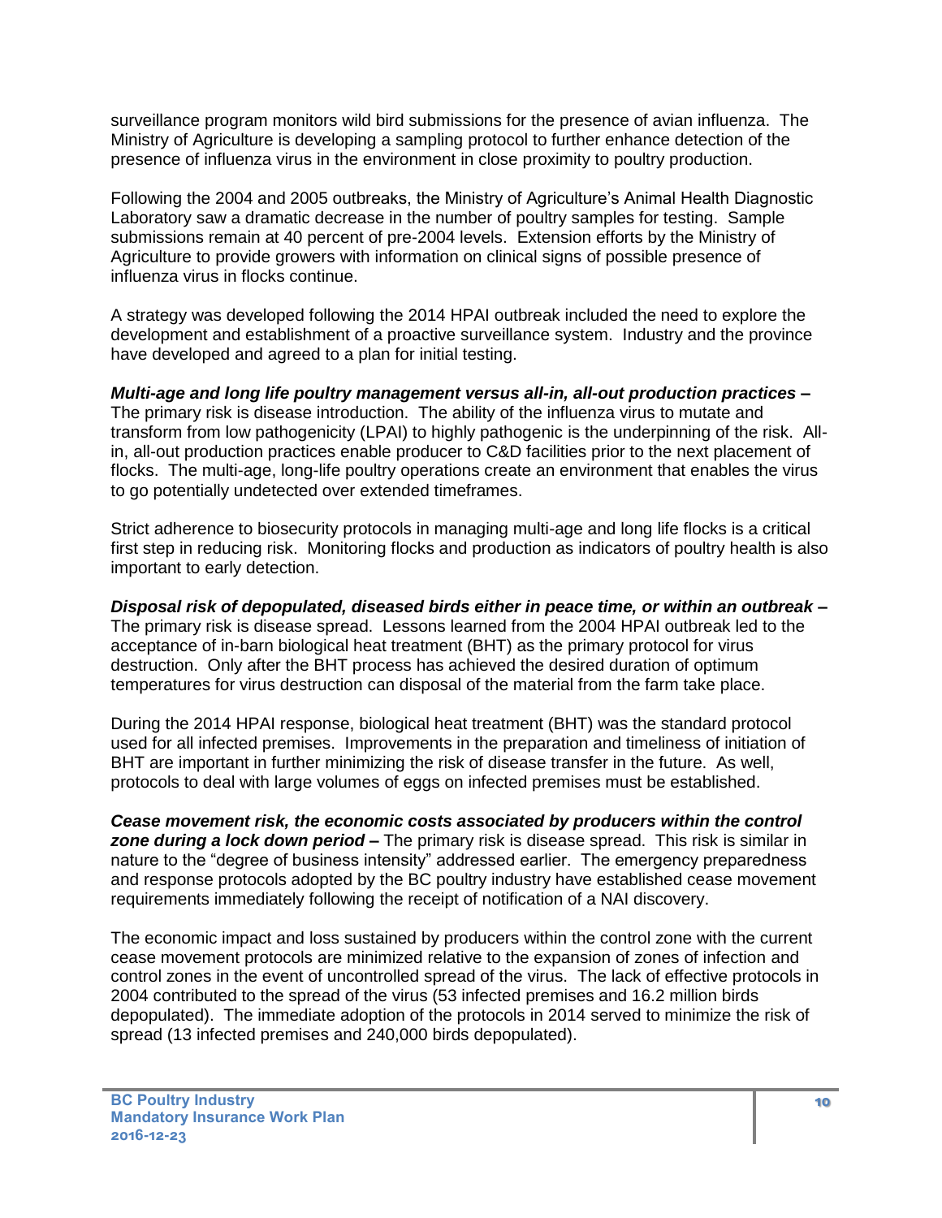surveillance program monitors wild bird submissions for the presence of avian influenza. The Ministry of Agriculture is developing a sampling protocol to further enhance detection of the presence of influenza virus in the environment in close proximity to poultry production.

Following the 2004 and 2005 outbreaks, the Ministry of Agriculture's Animal Health Diagnostic Laboratory saw a dramatic decrease in the number of poultry samples for testing. Sample submissions remain at 40 percent of pre-2004 levels. Extension efforts by the Ministry of Agriculture to provide growers with information on clinical signs of possible presence of influenza virus in flocks continue.

A strategy was developed following the 2014 HPAI outbreak included the need to explore the development and establishment of a proactive surveillance system. Industry and the province have developed and agreed to a plan for initial testing.

***Multi-age and long life poultry management versus all-in, all-out production practices –*** The primary risk is disease introduction. The ability of the influenza virus to mutate and transform from low pathogenicity (LPAI) to highly pathogenic is the underpinning of the risk. All-in, all-out production practices enable producer to C&D facilities prior to the next placement of flocks. The multi-age, long-life poultry operations create an environment that enables the virus to go potentially undetected over extended timeframes.

Strict adherence to biosecurity protocols in managing multi-age and long life flocks is a critical first step in reducing risk. Monitoring flocks and production as indicators of poultry health is also important to early detection.

***Disposal risk of depopulated, diseased birds either in peace time, or within an outbreak –*** The primary risk is disease spread. Lessons learned from the 2004 HPAI outbreak led to the acceptance of in-barn biological heat treatment (BHT) as the primary protocol for virus destruction. Only after the BHT process has achieved the desired duration of optimum temperatures for virus destruction can disposal of the material from the farm take place.

During the 2014 HPAI response, biological heat treatment (BHT) was the standard protocol used for all infected premises. Improvements in the preparation and timeliness of initiation of BHT are important in further minimizing the risk of disease transfer in the future. As well, protocols to deal with large volumes of eggs on infected premises must be established.

***Cease movement risk, the economic costs associated by producers within the control zone during a lock down period –*** The primary risk is disease spread. This risk is similar in nature to the "degree of business intensity" addressed earlier. The emergency preparedness and response protocols adopted by the BC poultry industry have established cease movement requirements immediately following the receipt of notification of a NAI discovery.

The economic impact and loss sustained by producers within the control zone with the current cease movement protocols are minimized relative to the expansion of zones of infection and control zones in the event of uncontrolled spread of the virus. The lack of effective protocols in 2004 contributed to the spread of the virus (53 infected premises and 16.2 million birds depopulated). The immediate adoption of the protocols in 2014 served to minimize the risk of spread (13 infected premises and 240,000 birds depopulated).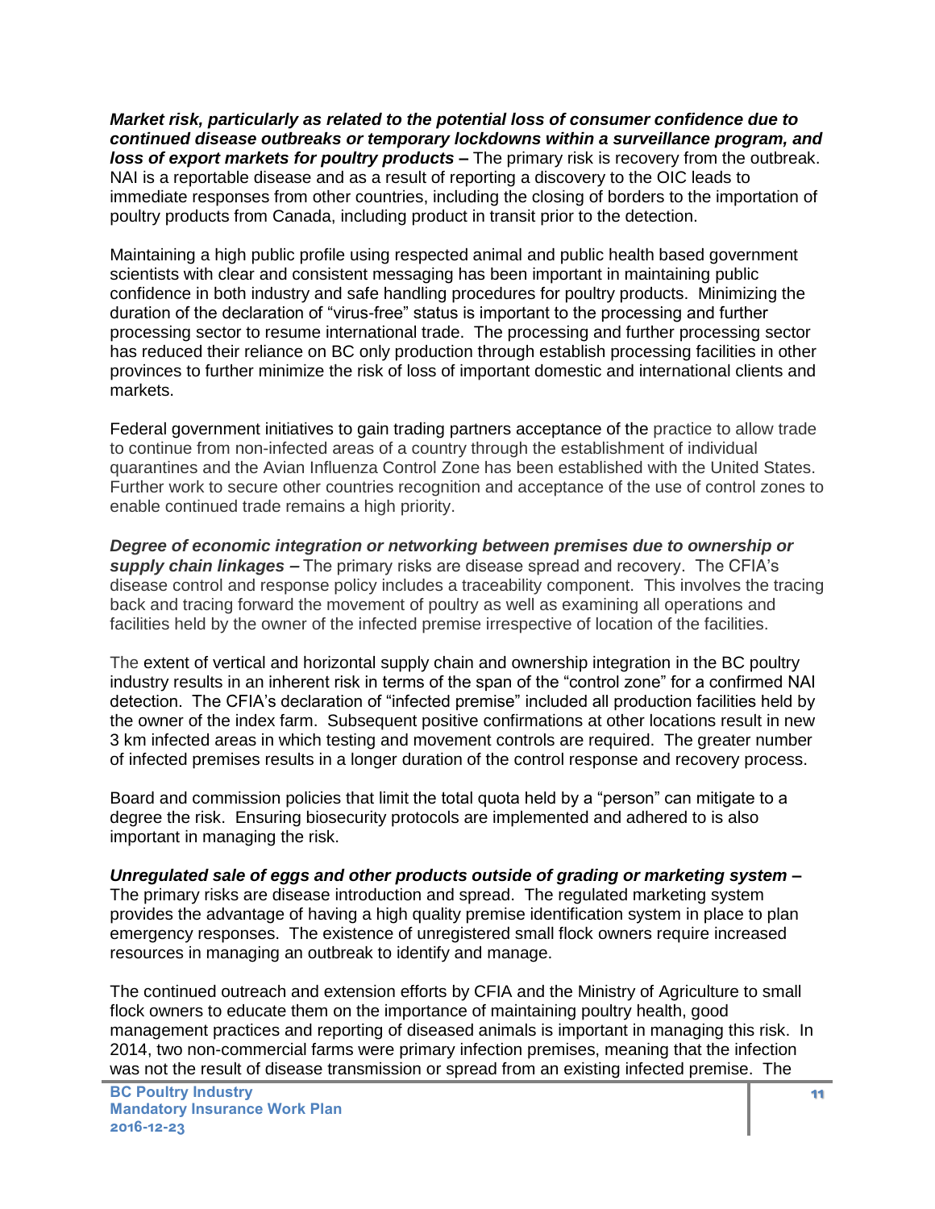***Market risk, particularly as related to the potential loss of consumer confidence due to continued disease outbreaks or temporary lockdowns within a surveillance program, and loss of export markets for poultry products –*** The primary risk is recovery from the outbreak. NAI is a reportable disease and as a result of reporting a discovery to the OIC leads to immediate responses from other countries, including the closing of borders to the importation of poultry products from Canada, including product in transit prior to the detection.

Maintaining a high public profile using respected animal and public health based government scientists with clear and consistent messaging has been important in maintaining public confidence in both industry and safe handling procedures for poultry products. Minimizing the duration of the declaration of "virus-free" status is important to the processing and further processing sector to resume international trade. The processing and further processing sector has reduced their reliance on BC only production through establish processing facilities in other provinces to further minimize the risk of loss of important domestic and international clients and markets.

Federal government initiatives to gain trading partners acceptance of the practice to allow trade to continue from non-infected areas of a country through the establishment of individual quarantines and the Avian Influenza Control Zone has been established with the United States. Further work to secure other countries recognition and acceptance of the use of control zones to enable continued trade remains a high priority.

***Degree of economic integration or networking between premises due to ownership or supply chain linkages –*** The primary risks are disease spread and recovery. The CFIA's disease control and response policy includes a traceability component. This involves the tracing back and tracing forward the movement of poultry as well as examining all operations and facilities held by the owner of the infected premise irrespective of location of the facilities.

The extent of vertical and horizontal supply chain and ownership integration in the BC poultry industry results in an inherent risk in terms of the span of the "control zone" for a confirmed NAI detection. The CFIA's declaration of "infected premise" included all production facilities held by the owner of the index farm. Subsequent positive confirmations at other locations result in new 3 km infected areas in which testing and movement controls are required. The greater number of infected premises results in a longer duration of the control response and recovery process.

Board and commission policies that limit the total quota held by a "person" can mitigate to a degree the risk. Ensuring biosecurity protocols are implemented and adhered to is also important in managing the risk.

***Unregulated sale of eggs and other products outside of grading or marketing system –*** The primary risks are disease introduction and spread. The regulated marketing system provides the advantage of having a high quality premise identification system in place to plan emergency responses. The existence of unregistered small flock owners require increased resources in managing an outbreak to identify and manage.

The continued outreach and extension efforts by CFIA and the Ministry of Agriculture to small flock owners to educate them on the importance of maintaining poultry health, good management practices and reporting of diseased animals is important in managing this risk. In 2014, two non-commercial farms were primary infection premises, meaning that the infection was not the result of disease transmission or spread from an existing infected premise. The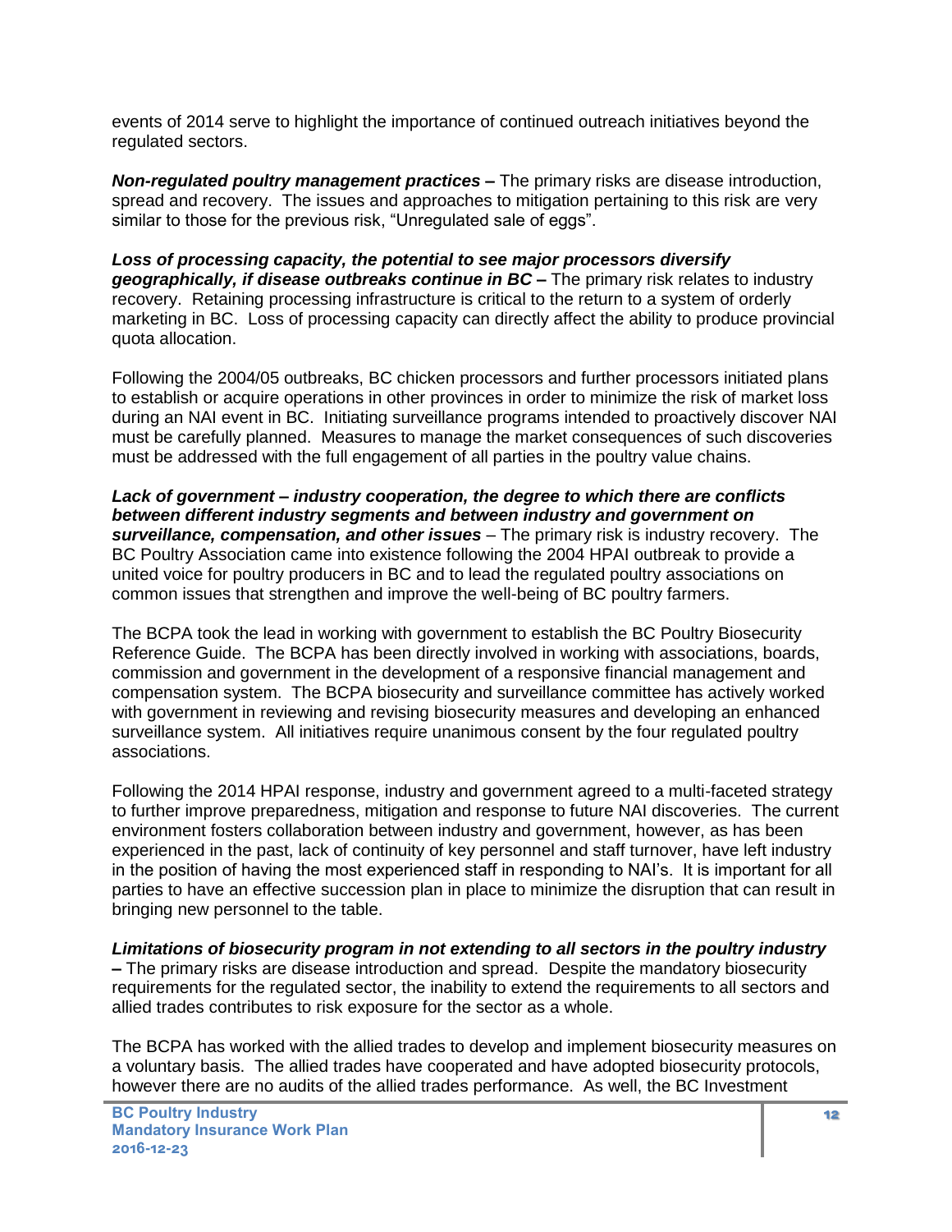events of 2014 serve to highlight the importance of continued outreach initiatives beyond the regulated sectors.

***Non-regulated poultry management practices –*** The primary risks are disease introduction, spread and recovery. The issues and approaches to mitigation pertaining to this risk are very similar to those for the previous risk, "Unregulated sale of eggs".

***Loss of processing capacity, the potential to see major processors diversify geographically, if disease outbreaks continue in BC –*** The primary risk relates to industry recovery. Retaining processing infrastructure is critical to the return to a system of orderly marketing in BC. Loss of processing capacity can directly affect the ability to produce provincial quota allocation.

Following the 2004/05 outbreaks, BC chicken processors and further processors initiated plans to establish or acquire operations in other provinces in order to minimize the risk of market loss during an NAI event in BC. Initiating surveillance programs intended to proactively discover NAI must be carefully planned. Measures to manage the market consequences of such discoveries must be addressed with the full engagement of all parties in the poultry value chains.

***Lack of government – industry cooperation, the degree to which there are conflicts between different industry segments and between industry and government on surveillance, compensation, and other issues*** – The primary risk is industry recovery. The BC Poultry Association came into existence following the 2004 HPAI outbreak to provide a united voice for poultry producers in BC and to lead the regulated poultry associations on common issues that strengthen and improve the well-being of BC poultry farmers.

The BCPA took the lead in working with government to establish the BC Poultry Biosecurity Reference Guide. The BCPA has been directly involved in working with associations, boards, commission and government in the development of a responsive financial management and compensation system. The BCPA biosecurity and surveillance committee has actively worked with government in reviewing and revising biosecurity measures and developing an enhanced surveillance system. All initiatives require unanimous consent by the four regulated poultry associations.

Following the 2014 HPAI response, industry and government agreed to a multi-faceted strategy to further improve preparedness, mitigation and response to future NAI discoveries. The current environment fosters collaboration between industry and government, however, as has been experienced in the past, lack of continuity of key personnel and staff turnover, have left industry in the position of having the most experienced staff in responding to NAI's. It is important for all parties to have an effective succession plan in place to minimize the disruption that can result in bringing new personnel to the table.

***Limitations of biosecurity program in not extending to all sectors in the poultry industry –*** The primary risks are disease introduction and spread. Despite the mandatory biosecurity requirements for the regulated sector, the inability to extend the requirements to all sectors and allied trades contributes to risk exposure for the sector as a whole.

The BCPA has worked with the allied trades to develop and implement biosecurity measures on a voluntary basis. The allied trades have cooperated and have adopted biosecurity protocols, however there are no audits of the allied trades performance. As well, the BC Investment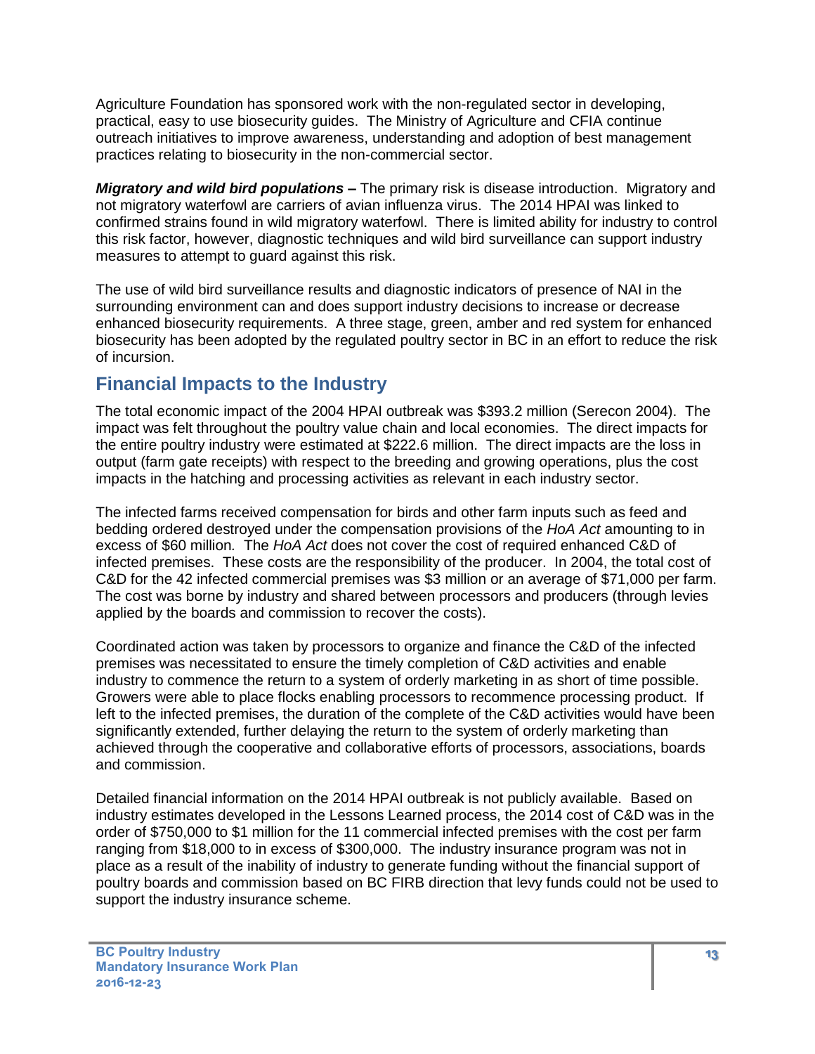Agriculture Foundation has sponsored work with the non-regulated sector in developing, practical, easy to use biosecurity guides. The Ministry of Agriculture and CFIA continue outreach initiatives to improve awareness, understanding and adoption of best management practices relating to biosecurity in the non-commercial sector.

***Migratory and wild bird populations –*** The primary risk is disease introduction. Migratory and not migratory waterfowl are carriers of avian influenza virus. The 2014 HPAI was linked to confirmed strains found in wild migratory waterfowl. There is limited ability for industry to control this risk factor, however, diagnostic techniques and wild bird surveillance can support industry measures to attempt to guard against this risk.

The use of wild bird surveillance results and diagnostic indicators of presence of NAI in the surrounding environment can and does support industry decisions to increase or decrease enhanced biosecurity requirements. A three stage, green, amber and red system for enhanced biosecurity has been adopted by the regulated poultry sector in BC in an effort to reduce the risk of incursion.

## Financial Impacts to the Industry

The total economic impact of the 2004 HPAI outbreak was $393.2 million (Serecon 2004). The impact was felt throughout the poultry value chain and local economies. The direct impacts for the entire poultry industry were estimated at $222.6 million. The direct impacts are the loss in output (farm gate receipts) with respect to the breeding and growing operations, plus the cost impacts in the hatching and processing activities as relevant in each industry sector.

The infected farms received compensation for birds and other farm inputs such as feed and bedding ordered destroyed under the compensation provisions of the *HoA Act* amounting to in excess of $60 million*.* The *HoA Act* does not cover the cost of required enhanced C&D of infected premises. These costs are the responsibility of the producer. In 2004, the total cost of C&D for the 42 infected commercial premises was $3 million or an average of $71,000 per farm. The cost was borne by industry and shared between processors and producers (through levies applied by the boards and commission to recover the costs).

Coordinated action was taken by processors to organize and finance the C&D of the infected premises was necessitated to ensure the timely completion of C&D activities and enable industry to commence the return to a system of orderly marketing in as short of time possible. Growers were able to place flocks enabling processors to recommence processing product. If left to the infected premises, the duration of the complete of the C&D activities would have been significantly extended, further delaying the return to the system of orderly marketing than achieved through the cooperative and collaborative efforts of processors, associations, boards and commission.

Detailed financial information on the 2014 HPAI outbreak is not publicly available. Based on industry estimates developed in the Lessons Learned process, the 2014 cost of C&D was in the order of $750,000 to $1 million for the 11 commercial infected premises with the cost per farm ranging from $18,000 to in excess of $300,000. The industry insurance program was not in place as a result of the inability of industry to generate funding without the financial support of poultry boards and commission based on BC FIRB direction that levy funds could not be used to support the industry insurance scheme.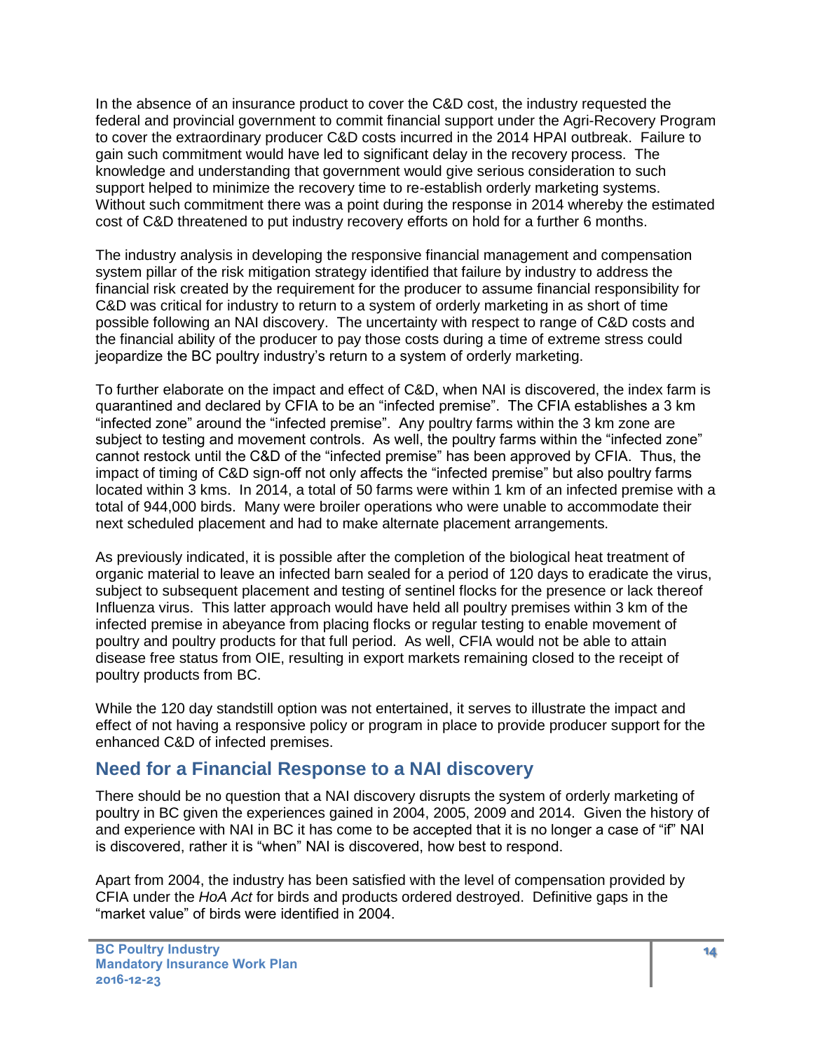In the absence of an insurance product to cover the C&D cost, the industry requested the federal and provincial government to commit financial support under the Agri-Recovery Program to cover the extraordinary producer C&D costs incurred in the 2014 HPAI outbreak. Failure to gain such commitment would have led to significant delay in the recovery process. The knowledge and understanding that government would give serious consideration to such support helped to minimize the recovery time to re-establish orderly marketing systems. Without such commitment there was a point during the response in 2014 whereby the estimated cost of C&D threatened to put industry recovery efforts on hold for a further 6 months.

The industry analysis in developing the responsive financial management and compensation system pillar of the risk mitigation strategy identified that failure by industry to address the financial risk created by the requirement for the producer to assume financial responsibility for C&D was critical for industry to return to a system of orderly marketing in as short of time possible following an NAI discovery. The uncertainty with respect to range of C&D costs and the financial ability of the producer to pay those costs during a time of extreme stress could jeopardize the BC poultry industry's return to a system of orderly marketing.

To further elaborate on the impact and effect of C&D, when NAI is discovered, the index farm is quarantined and declared by CFIA to be an "infected premise". The CFIA establishes a 3 km "infected zone" around the "infected premise". Any poultry farms within the 3 km zone are subject to testing and movement controls. As well, the poultry farms within the "infected zone" cannot restock until the C&D of the "infected premise" has been approved by CFIA. Thus, the impact of timing of C&D sign-off not only affects the "infected premise" but also poultry farms located within 3 kms. In 2014, a total of 50 farms were within 1 km of an infected premise with a total of 944,000 birds. Many were broiler operations who were unable to accommodate their next scheduled placement and had to make alternate placement arrangements.

As previously indicated, it is possible after the completion of the biological heat treatment of organic material to leave an infected barn sealed for a period of 120 days to eradicate the virus, subject to subsequent placement and testing of sentinel flocks for the presence or lack thereof Influenza virus. This latter approach would have held all poultry premises within 3 km of the infected premise in abeyance from placing flocks or regular testing to enable movement of poultry and poultry products for that full period. As well, CFIA would not be able to attain disease free status from OIE, resulting in export markets remaining closed to the receipt of poultry products from BC.

While the 120 day standstill option was not entertained, it serves to illustrate the impact and effect of not having a responsive policy or program in place to provide producer support for the enhanced C&D of infected premises.

## Need for a Financial Response to a NAI discovery

There should be no question that a NAI discovery disrupts the system of orderly marketing of poultry in BC given the experiences gained in 2004, 2005, 2009 and 2014. Given the history of and experience with NAI in BC it has come to be accepted that it is no longer a case of "if" NAI is discovered, rather it is "when" NAI is discovered, how best to respond.

Apart from 2004, the industry has been satisfied with the level of compensation provided by CFIA under the *HoA Act* for birds and products ordered destroyed. Definitive gaps in the "market value" of birds were identified in 2004.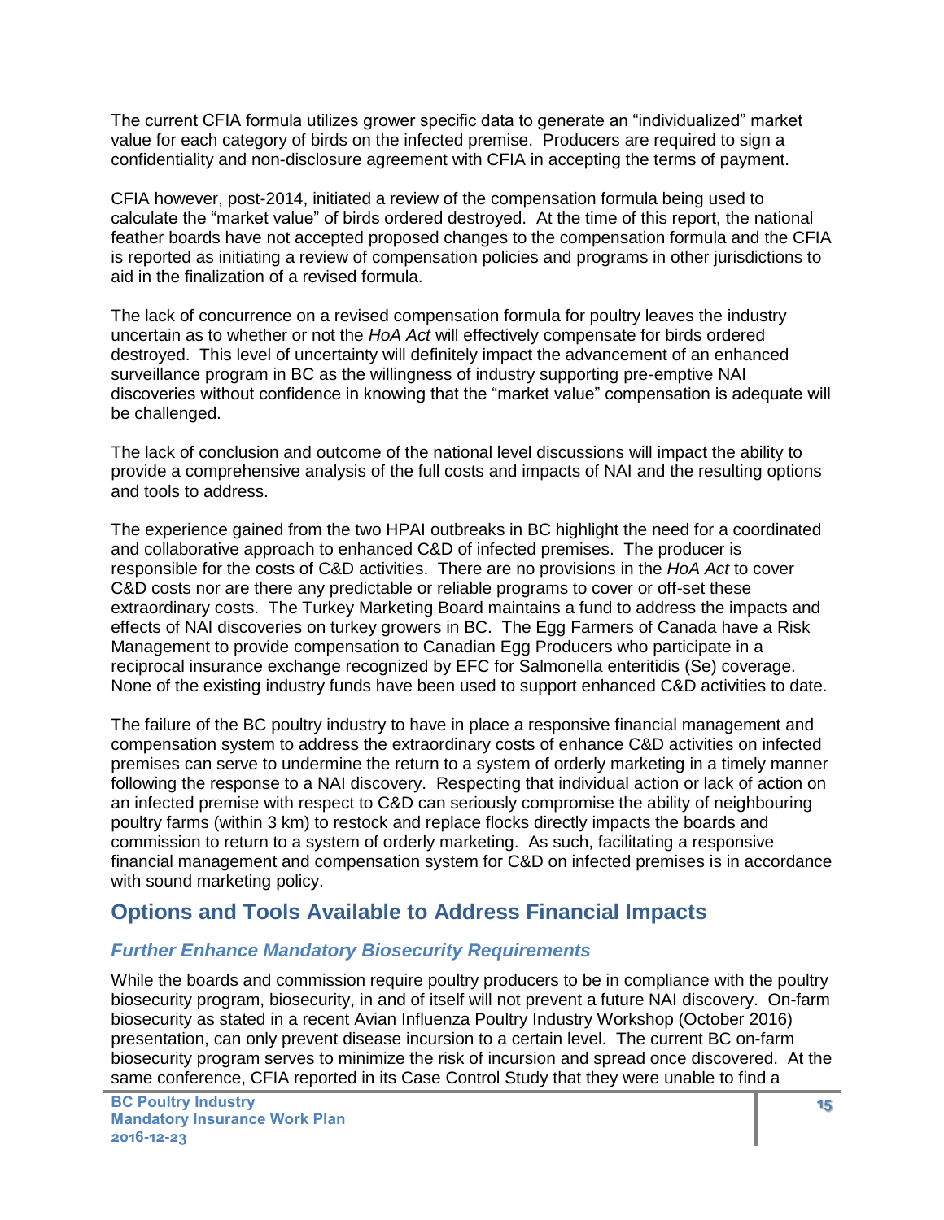The current CFIA formula utilizes grower specific data to generate an “individualized” market value for each category of birds on the infected premise. Producers are required to sign a confidentiality and non-disclosure agreement with CFIA in accepting the terms of payment.

CFIA however, post-2014, initiated a review of the compensation formula being used to calculate the “market value” of birds ordered destroyed. At the time of this report, the national feather boards have not accepted proposed changes to the compensation formula and the CFIA is reported as initiating a review of compensation policies and programs in other jurisdictions to aid in the finalization of a revised formula.

The lack of concurrence on a revised compensation formula for poultry leaves the industry uncertain as to whether or not the *HoA Act* will effectively compensate for birds ordered destroyed. This level of uncertainty will definitely impact the advancement of an enhanced surveillance program in BC as the willingness of industry supporting pre-emptive NAI discoveries without confidence in knowing that the “market value” compensation is adequate will be challenged.

The lack of conclusion and outcome of the national level discussions will impact the ability to provide a comprehensive analysis of the full costs and impacts of NAI and the resulting options and tools to address.

The experience gained from the two HPAI outbreaks in BC highlight the need for a coordinated and collaborative approach to enhanced C&D of infected premises. The producer is responsible for the costs of C&D activities. There are no provisions in the *HoA Act* to cover C&D costs nor are there any predictable or reliable programs to cover or off-set these extraordinary costs. The Turkey Marketing Board maintains a fund to address the impacts and effects of NAI discoveries on turkey growers in BC. The Egg Farmers of Canada have a Risk Management to provide compensation to Canadian Egg Producers who participate in a reciprocal insurance exchange recognized by EFC for Salmonella enteritidis (Se) coverage. None of the existing industry funds have been used to support enhanced C&D activities to date.

The failure of the BC poultry industry to have in place a responsive financial management and compensation system to address the extraordinary costs of enhance C&D activities on infected premises can serve to undermine the return to a system of orderly marketing in a timely manner following the response to a NAI discovery. Respecting that individual action or lack of action on an infected premise with respect to C&D can seriously compromise the ability of neighbouring poultry farms (within 3 km) to restock and replace flocks directly impacts the boards and commission to return to a system of orderly marketing. As such, facilitating a responsive financial management and compensation system for C&D on infected premises is in accordance with sound marketing policy.

## Options and Tools Available to Address Financial Impacts

### *Further Enhance Mandatory Biosecurity Requirements*

While the boards and commission require poultry producers to be in compliance with the poultry biosecurity program, biosecurity, in and of itself will not prevent a future NAI discovery. On-farm biosecurity as stated in a recent Avian Influenza Poultry Industry Workshop (October 2016) presentation, can only prevent disease incursion to a certain level. The current BC on-farm biosecurity program serves to minimize the risk of incursion and spread once discovered. At the same conference, CFIA reported in its Case Control Study that they were unable to find a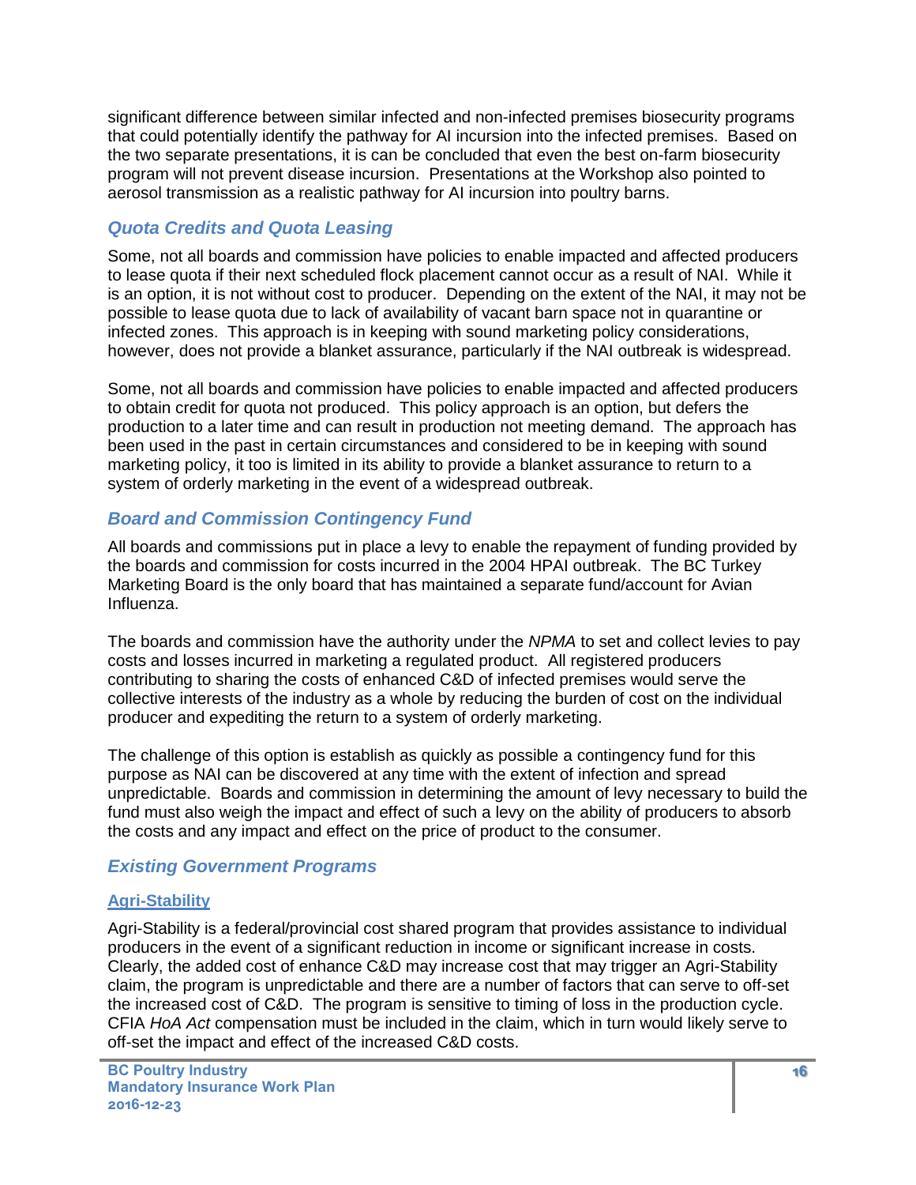significant difference between similar infected and non-infected premises biosecurity programs that could potentially identify the pathway for AI incursion into the infected premises. Based on the two separate presentations, it is can be concluded that even the best on-farm biosecurity program will not prevent disease incursion. Presentations at the Workshop also pointed to aerosol transmission as a realistic pathway for AI incursion into poultry barns.

### *Quota Credits and Quota Leasing*

Some, not all boards and commission have policies to enable impacted and affected producers to lease quota if their next scheduled flock placement cannot occur as a result of NAI. While it is an option, it is not without cost to producer. Depending on the extent of the NAI, it may not be possible to lease quota due to lack of availability of vacant barn space not in quarantine or infected zones. This approach is in keeping with sound marketing policy considerations, however, does not provide a blanket assurance, particularly if the NAI outbreak is widespread.

Some, not all boards and commission have policies to enable impacted and affected producers to obtain credit for quota not produced. This policy approach is an option, but defers the production to a later time and can result in production not meeting demand. The approach has been used in the past in certain circumstances and considered to be in keeping with sound marketing policy, it too is limited in its ability to provide a blanket assurance to return to a system of orderly marketing in the event of a widespread outbreak.

### *Board and Commission Contingency Fund*

All boards and commissions put in place a levy to enable the repayment of funding provided by the boards and commission for costs incurred in the 2004 HPAI outbreak. The BC Turkey Marketing Board is the only board that has maintained a separate fund/account for Avian Influenza.

The boards and commission have the authority under the *NPMA* to set and collect levies to pay costs and losses incurred in marketing a regulated product. All registered producers contributing to sharing the costs of enhanced C&D of infected premises would serve the collective interests of the industry as a whole by reducing the burden of cost on the individual producer and expediting the return to a system of orderly marketing.

The challenge of this option is establish as quickly as possible a contingency fund for this purpose as NAI can be discovered at any time with the extent of infection and spread unpredictable. Boards and commission in determining the amount of levy necessary to build the fund must also weigh the impact and effect of such a levy on the ability of producers to absorb the costs and any impact and effect on the price of product to the consumer.

### *Existing Government Programs*

#### Agri-Stability

Agri-Stability is a federal/provincial cost shared program that provides assistance to individual producers in the event of a significant reduction in income or significant increase in costs. Clearly, the added cost of enhance C&D may increase cost that may trigger an Agri-Stability claim, the program is unpredictable and there are a number of factors that can serve to off-set the increased cost of C&D. The program is sensitive to timing of loss in the production cycle. CFIA *HoA Act* compensation must be included in the claim, which in turn would likely serve to off-set the impact and effect of the increased C&D costs.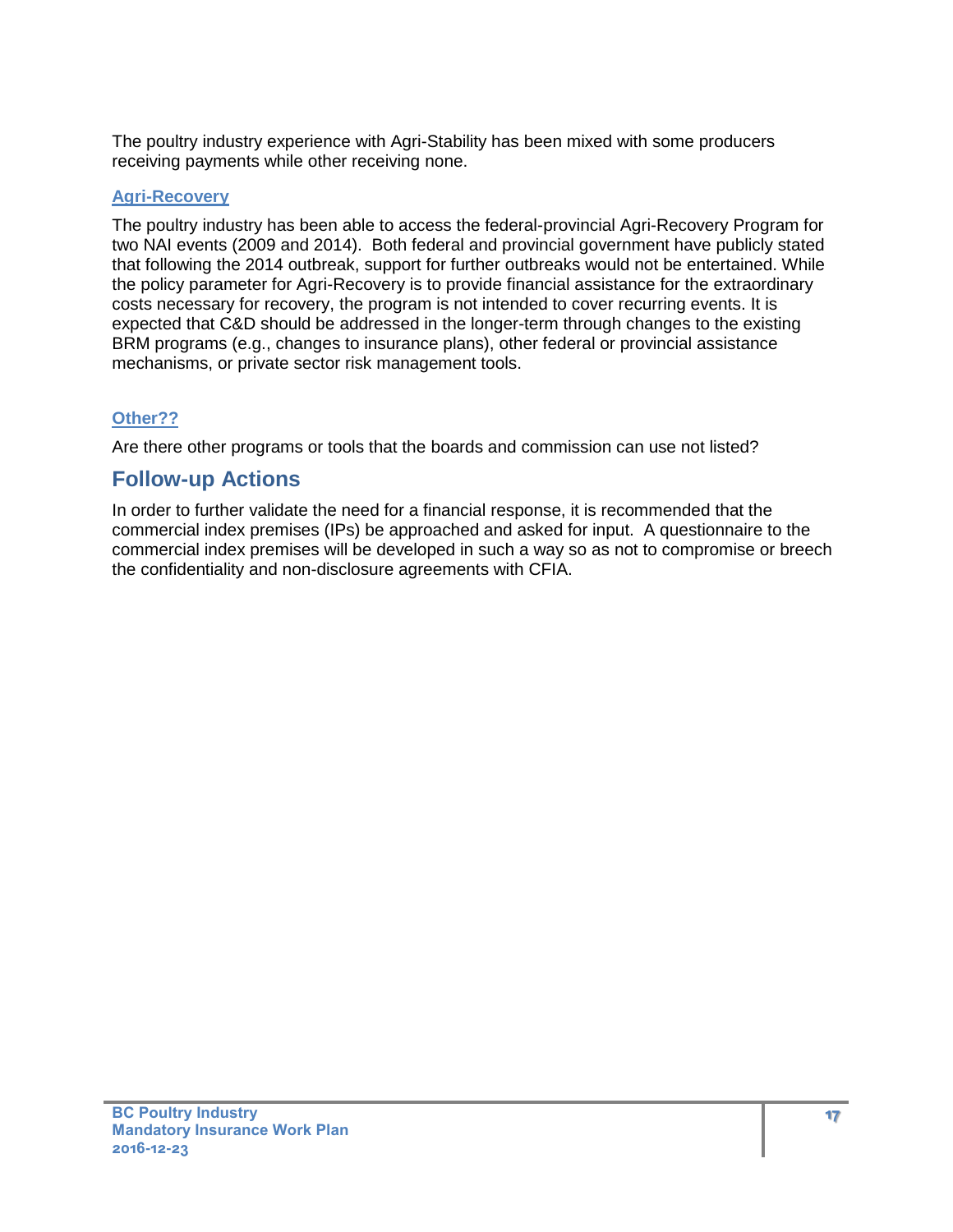The poultry industry experience with Agri-Stability has been mixed with some producers receiving payments while other receiving none.

### Agri-Recovery

The poultry industry has been able to access the federal-provincial Agri-Recovery Program for two NAI events (2009 and 2014). Both federal and provincial government have publicly stated that following the 2014 outbreak, support for further outbreaks would not be entertained. While the policy parameter for Agri-Recovery is to provide financial assistance for the extraordinary costs necessary for recovery, the program is not intended to cover recurring events. It is expected that C&D should be addressed in the longer-term through changes to the existing BRM programs (e.g., changes to insurance plans), other federal or provincial assistance mechanisms, or private sector risk management tools.

### Other??

Are there other programs or tools that the boards and commission can use not listed?

## Follow-up Actions

In order to further validate the need for a financial response, it is recommended that the commercial index premises (IPs) be approached and asked for input. A questionnaire to the commercial index premises will be developed in such a way so as not to compromise or breech the confidentiality and non-disclosure agreements with CFIA.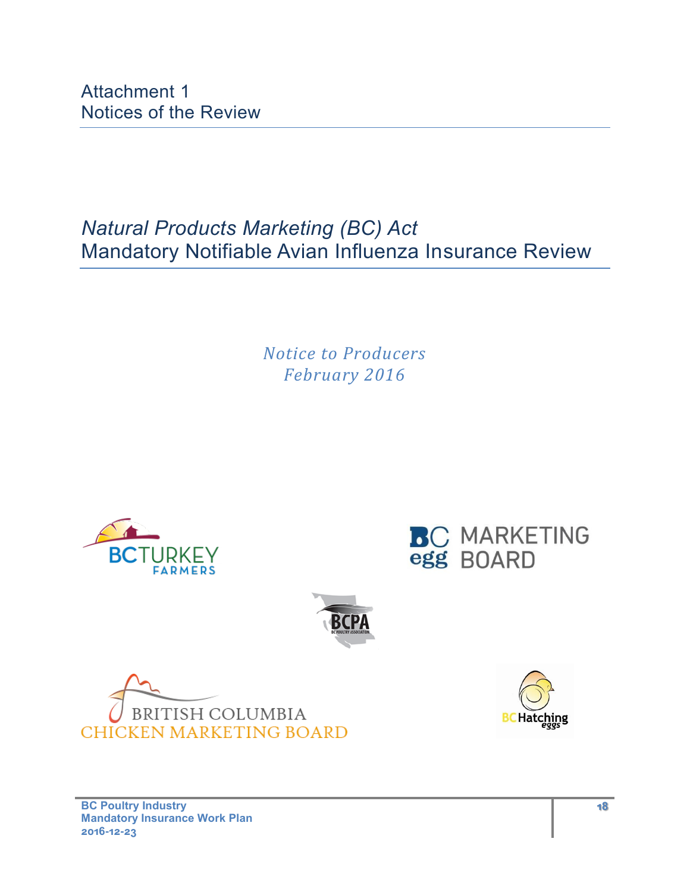# Attachment 1
Notices of the Review

## *Natural Products Marketing (BC) Act*
Mandatory Notifiable Avian Influenza Insurance Review

*Notice to Producers*
*February 2016*

BC TURKEY FARMERS

BC egg MARKETING BOARD

BCPA
BC POULTRY ASSOCIATION

BRITISH COLUMBIA
CHICKEN MARKETING BOARD

BC Hatching eggs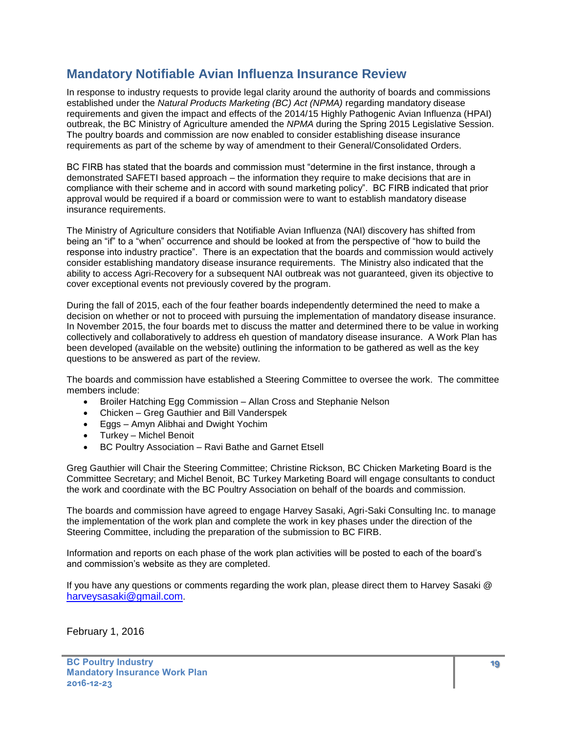## Mandatory Notifiable Avian Influenza Insurance Review

In response to industry requests to provide legal clarity around the authority of boards and commissions established under the *Natural Products Marketing (BC) Act (NPMA)* regarding mandatory disease requirements and given the impact and effects of the 2014/15 Highly Pathogenic Avian Influenza (HPAI) outbreak, the BC Ministry of Agriculture amended the *NPMA* during the Spring 2015 Legislative Session. The poultry boards and commission are now enabled to consider establishing disease insurance requirements as part of the scheme by way of amendment to their General/Consolidated Orders.

BC FIRB has stated that the boards and commission must "determine in the first instance, through a demonstrated SAFETI based approach – the information they require to make decisions that are in compliance with their scheme and in accord with sound marketing policy". BC FIRB indicated that prior approval would be required if a board or commission were to want to establish mandatory disease insurance requirements.

The Ministry of Agriculture considers that Notifiable Avian Influenza (NAI) discovery has shifted from being an "if" to a "when" occurrence and should be looked at from the perspective of "how to build the response into industry practice". There is an expectation that the boards and commission would actively consider establishing mandatory disease insurance requirements. The Ministry also indicated that the ability to access Agri-Recovery for a subsequent NAI outbreak was not guaranteed, given its objective to cover exceptional events not previously covered by the program.

During the fall of 2015, each of the four feather boards independently determined the need to make a decision on whether or not to proceed with pursuing the implementation of mandatory disease insurance. In November 2015, the four boards met to discuss the matter and determined there to be value in working collectively and collaboratively to address eh question of mandatory disease insurance. A Work Plan has been developed (available on the website) outlining the information to be gathered as well as the key questions to be answered as part of the review.

The boards and commission have established a Steering Committee to oversee the work. The committee members include:

- Broiler Hatching Egg Commission – Allan Cross and Stephanie Nelson
- Chicken – Greg Gauthier and Bill Vanderspek
- Eggs – Amyn Alibhai and Dwight Yochim
- Turkey – Michel Benoit
- BC Poultry Association – Ravi Bathe and Garnet Etsell

Greg Gauthier will Chair the Steering Committee; Christine Rickson, BC Chicken Marketing Board is the Committee Secretary; and Michel Benoit, BC Turkey Marketing Board will engage consultants to conduct the work and coordinate with the BC Poultry Association on behalf of the boards and commission.

The boards and commission have agreed to engage Harvey Sasaki, Agri-Saki Consulting Inc. to manage the implementation of the work plan and complete the work in key phases under the direction of the Steering Committee, including the preparation of the submission to BC FIRB.

Information and reports on each phase of the work plan activities will be posted to each of the board's and commission's website as they are completed.

If you have any questions or comments regarding the work plan, please direct them to Harvey Sasaki @ harveysasaki@gmail.com.

February 1, 2016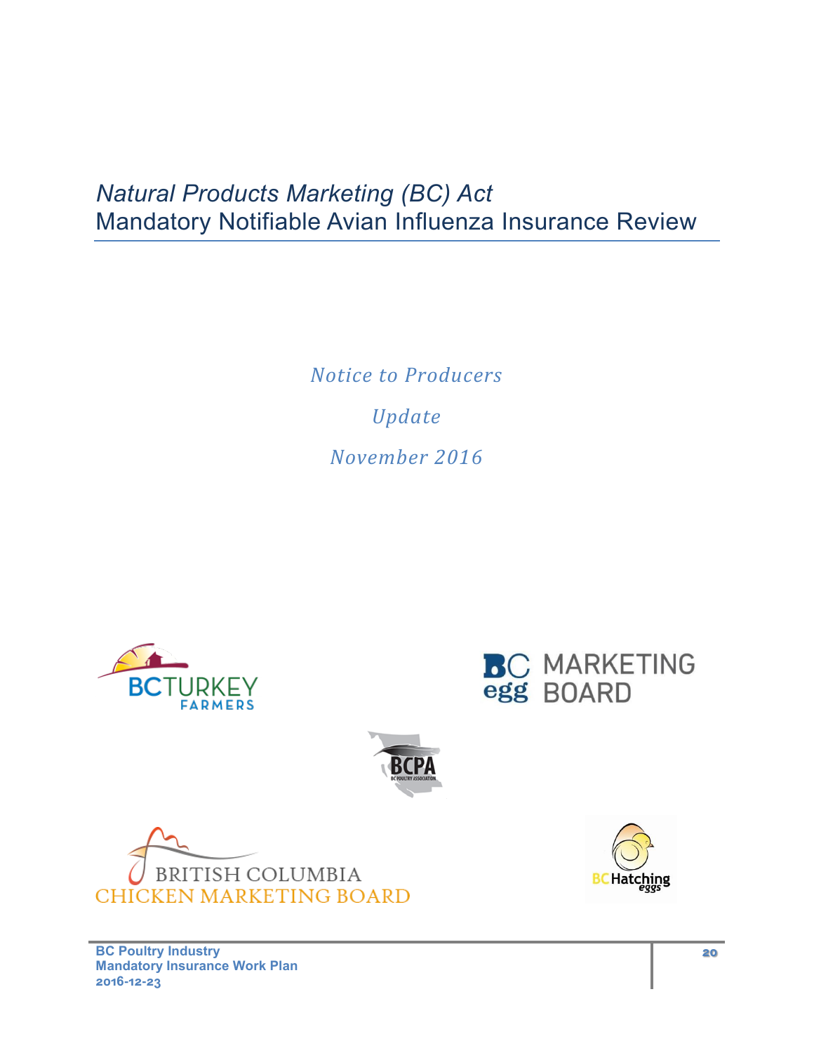# *Natural Products Marketing (BC) Act*
# Mandatory Notifiable Avian Influenza Insurance Review

*Notice to Producers*

*Update*

*November 2016*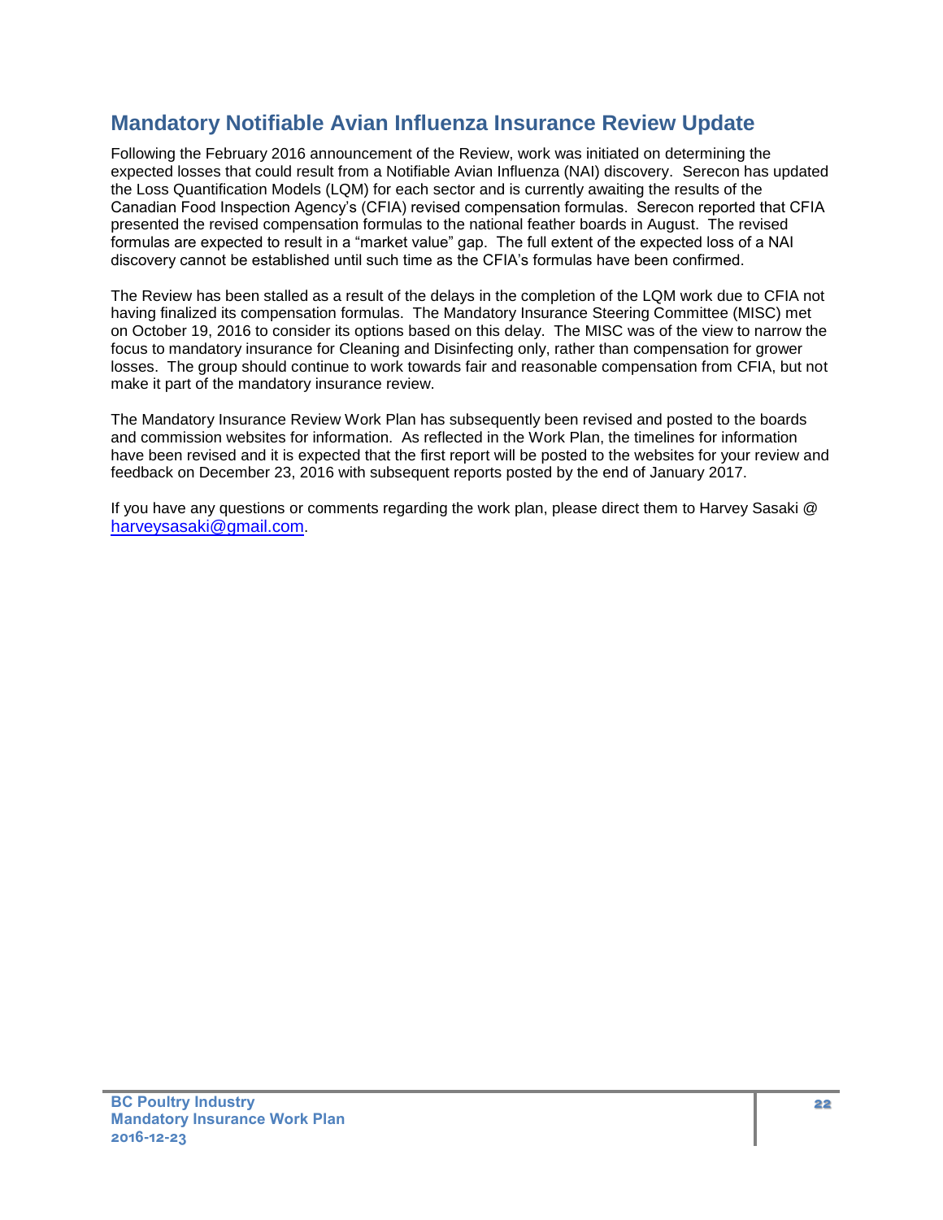## Mandatory Notifiable Avian Influenza Insurance Review Update

Following the February 2016 announcement of the Review, work was initiated on determining the expected losses that could result from a Notifiable Avian Influenza (NAI) discovery. Serecon has updated the Loss Quantification Models (LQM) for each sector and is currently awaiting the results of the Canadian Food Inspection Agency's (CFIA) revised compensation formulas. Serecon reported that CFIA presented the revised compensation formulas to the national feather boards in August. The revised formulas are expected to result in a "market value" gap. The full extent of the expected loss of a NAI discovery cannot be established until such time as the CFIA's formulas have been confirmed.

The Review has been stalled as a result of the delays in the completion of the LQM work due to CFIA not having finalized its compensation formulas. The Mandatory Insurance Steering Committee (MISC) met on October 19, 2016 to consider its options based on this delay. The MISC was of the view to narrow the focus to mandatory insurance for Cleaning and Disinfecting only, rather than compensation for grower losses. The group should continue to work towards fair and reasonable compensation from CFIA, but not make it part of the mandatory insurance review.

The Mandatory Insurance Review Work Plan has subsequently been revised and posted to the boards and commission websites for information. As reflected in the Work Plan, the timelines for information have been revised and it is expected that the first report will be posted to the websites for your review and feedback on December 23, 2016 with subsequent reports posted by the end of January 2017.

If you have any questions or comments regarding the work plan, please direct them to Harvey Sasaki @ harveysasaki@gmail.com.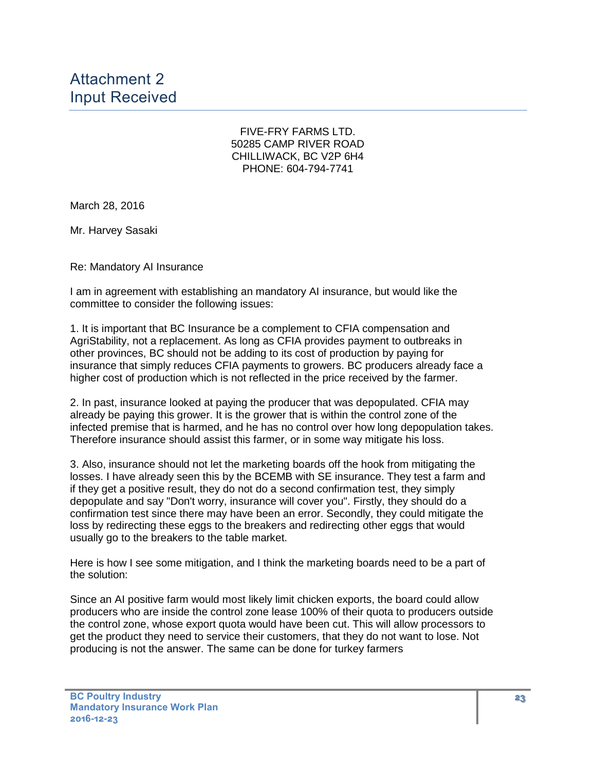# Attachment 2
# Input Received

FIVE-FRY FARMS LTD.
50285 CAMP RIVER ROAD
CHILLIWACK, BC V2P 6H4
PHONE: 604-794-7741

March 28, 2016

Mr. Harvey Sasaki

Re: Mandatory AI Insurance

I am in agreement with establishing an mandatory AI insurance, but would like the committee to consider the following issues:

1. It is important that BC Insurance be a complement to CFIA compensation and AgriStability, not a replacement. As long as CFIA provides payment to outbreaks in other provinces, BC should not be adding to its cost of production by paying for insurance that simply reduces CFIA payments to growers. BC producers already face a higher cost of production which is not reflected in the price received by the farmer.

2. In past, insurance looked at paying the producer that was depopulated. CFIA may already be paying this grower. It is the grower that is within the control zone of the infected premise that is harmed, and he has no control over how long depopulation takes. Therefore insurance should assist this farmer, or in some way mitigate his loss.

3. Also, insurance should not let the marketing boards off the hook from mitigating the losses. I have already seen this by the BCEMB with SE insurance. They test a farm and if they get a positive result, they do not do a second confirmation test, they simply depopulate and say "Don't worry, insurance will cover you". Firstly, they should do a confirmation test since there may have been an error. Secondly, they could mitigate the loss by redirecting these eggs to the breakers and redirecting other eggs that would usually go to the breakers to the table market.

Here is how I see some mitigation, and I think the marketing boards need to be a part of the solution:

Since an AI positive farm would most likely limit chicken exports, the board could allow producers who are inside the control zone lease 100% of their quota to producers outside the control zone, whose export quota would have been cut. This will allow processors to get the product they need to service their customers, that they do not want to lose. Not producing is not the answer. The same can be done for turkey farmers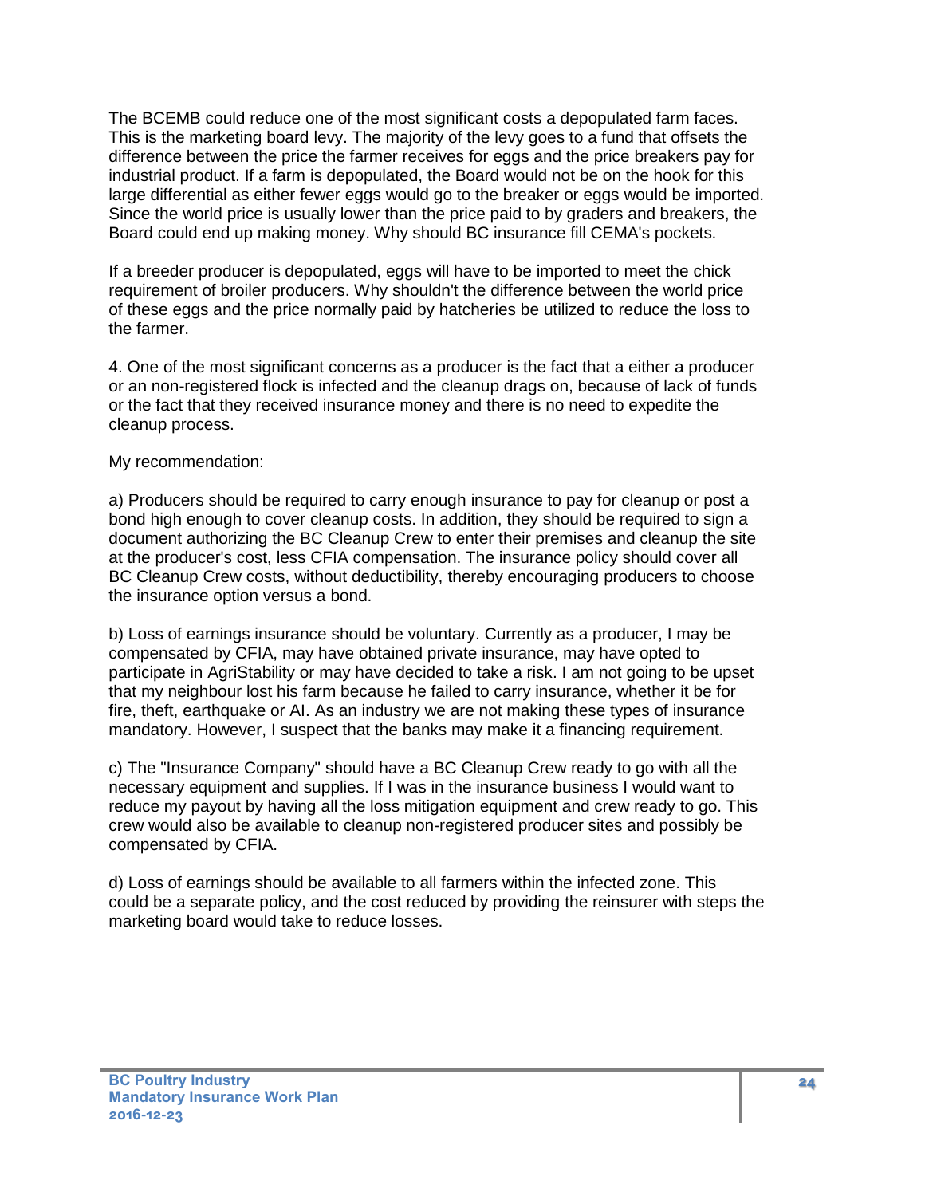The BCEMB could reduce one of the most significant costs a depopulated farm faces. This is the marketing board levy. The majority of the levy goes to a fund that offsets the difference between the price the farmer receives for eggs and the price breakers pay for industrial product. If a farm is depopulated, the Board would not be on the hook for this large differential as either fewer eggs would go to the breaker or eggs would be imported. Since the world price is usually lower than the price paid to by graders and breakers, the Board could end up making money. Why should BC insurance fill CEMA's pockets.

If a breeder producer is depopulated, eggs will have to be imported to meet the chick requirement of broiler producers. Why shouldn't the difference between the world price of these eggs and the price normally paid by hatcheries be utilized to reduce the loss to the farmer.

4. One of the most significant concerns as a producer is the fact that a either a producer or an non-registered flock is infected and the cleanup drags on, because of lack of funds or the fact that they received insurance money and there is no need to expedite the cleanup process.

My recommendation:

a) Producers should be required to carry enough insurance to pay for cleanup or post a bond high enough to cover cleanup costs. In addition, they should be required to sign a document authorizing the BC Cleanup Crew to enter their premises and cleanup the site at the producer's cost, less CFIA compensation. The insurance policy should cover all BC Cleanup Crew costs, without deductibility, thereby encouraging producers to choose the insurance option versus a bond.

b) Loss of earnings insurance should be voluntary. Currently as a producer, I may be compensated by CFIA, may have obtained private insurance, may have opted to participate in AgriStability or may have decided to take a risk. I am not going to be upset that my neighbour lost his farm because he failed to carry insurance, whether it be for fire, theft, earthquake or AI. As an industry we are not making these types of insurance mandatory. However, I suspect that the banks may make it a financing requirement.

c) The "Insurance Company" should have a BC Cleanup Crew ready to go with all the necessary equipment and supplies. If I was in the insurance business I would want to reduce my payout by having all the loss mitigation equipment and crew ready to go. This crew would also be available to cleanup non-registered producer sites and possibly be compensated by CFIA.

d) Loss of earnings should be available to all farmers within the infected zone. This could be a separate policy, and the cost reduced by providing the reinsurer with steps the marketing board would take to reduce losses.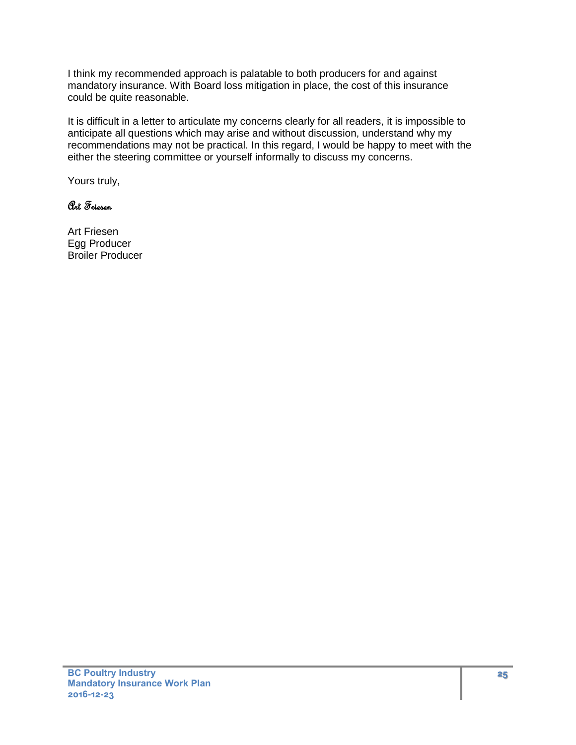I think my recommended approach is palatable to both producers for and against mandatory insurance. With Board loss mitigation in place, the cost of this insurance could be quite reasonable.

It is difficult in a letter to articulate my concerns clearly for all readers, it is impossible to anticipate all questions which may arise and without discussion, understand why my recommendations may not be practical. In this regard, I would be happy to meet with the either the steering committee or yourself informally to discuss my concerns.

Yours truly,

*Art Friesen*

Art Friesen
Egg Producer
Broiler Producer